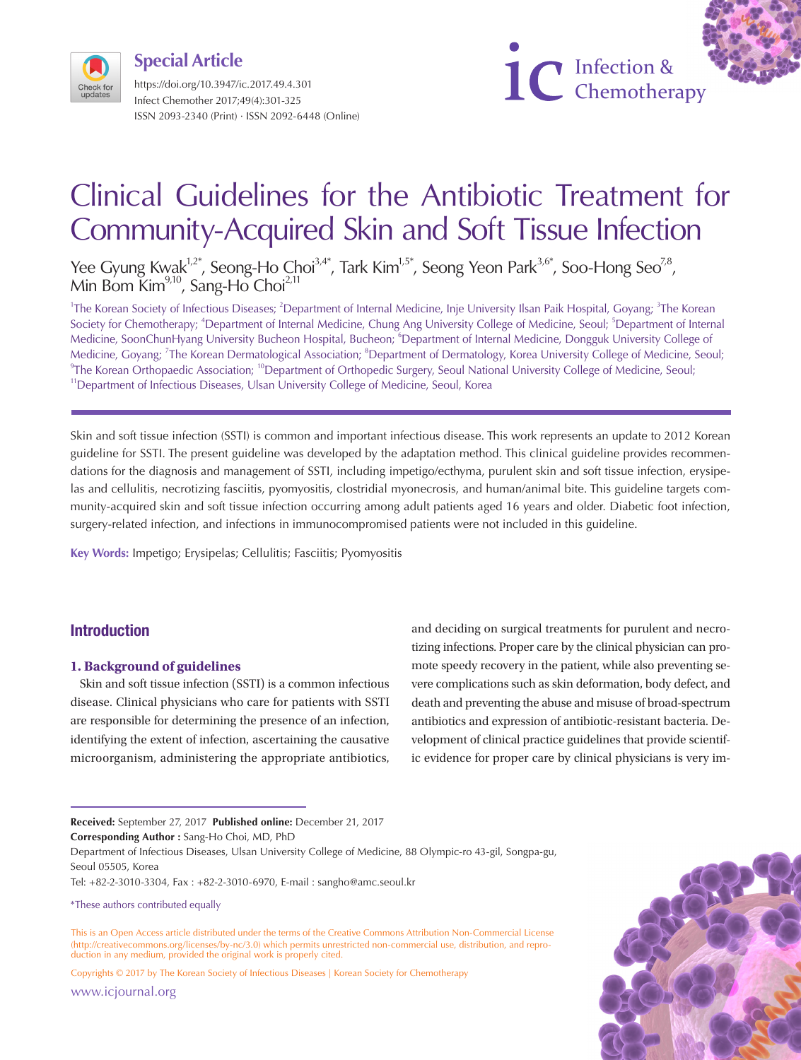**Special Article**

https://doi.org/10.3947/ic.2017.49.4.301
Infect Chemother 2017;49(4):301-325
ISSN 2093-2340 (Print) · ISSN 2092-6448 (Online)

# Clinical Guidelines for the Antibiotic Treatment for Community-Acquired Skin and Soft Tissue Infection

Yee Gyung Kwak[1,2*], Seong-Ho Choi[3,4*], Tark Kim[1,5*], Seong Yeon Park[3,6*], Soo-Hong Seo[7,8], Min Bom Kim[9,10], Sang-Ho Choi[2,11]

[1]The Korean Society of Infectious Diseases; [2]Department of Internal Medicine, Inje University Ilsan Paik Hospital, Goyang; [3]The Korean Society for Chemotherapy; [4]Department of Internal Medicine, Chung Ang University College of Medicine, Seoul; [5]Department of Internal Medicine, SoonChunHyang University Bucheon Hospital, Bucheon; [6]Department of Internal Medicine, Dongguk University College of Medicine, Goyang; [7]The Korean Dermatological Association; [8]Department of Dermatology, Korea University College of Medicine, Seoul; [9]The Korean Orthopaedic Association; [10]Department of Orthopedic Surgery, Seoul National University College of Medicine, Seoul; [11]Department of Infectious Diseases, Ulsan University College of Medicine, Seoul, Korea

Skin and soft tissue infection (SSTI) is common and important infectious disease. This work represents an update to 2012 Korean guideline for SSTI. The present guideline was developed by the adaptation method. This clinical guideline provides recommendations for the diagnosis and management of SSTI, including impetigo/ecthyma, purulent skin and soft tissue infection, erysipelas and cellulitis, necrotizing fasciitis, pyomyositis, clostridial myonecrosis, and human/animal bite. This guideline targets community-acquired skin and soft tissue infection occurring among adult patients aged 16 years and older. Diabetic foot infection, surgery-related infection, and infections in immunocompromised patients were not included in this guideline.

**Key Words:** Impetigo; Erysipelas; Cellulitis; Fasciitis; Pyomyositis

## Introduction

### 1. Background of guidelines

Skin and soft tissue infection (SSTI) is a common infectious disease. Clinical physicians who care for patients with SSTI are responsible for determining the presence of an infection, identifying the extent of infection, ascertaining the causative microorganism, administering the appropriate antibiotics, and deciding on surgical treatments for purulent and necrotizing infections. Proper care by the clinical physician can promote speedy recovery in the patient, while also preventing severe complications such as skin deformation, body defect, and death and preventing the abuse and misuse of broad-spectrum antibiotics and expression of antibiotic-resistant bacteria. Development of clinical practice guidelines that provide scientific evidence for proper care by clinical physicians is very im-

**Received:** September 27, 2017 **Published online:** December 21, 2017
**Corresponding Author :** Sang-Ho Choi, MD, PhD
Department of Infectious Diseases, Ulsan University College of Medicine, 88 Olympic-ro 43-gil, Songpa-gu, Seoul 05505, Korea
Tel: +82-2-3010-3304, Fax : +82-2-3010-6970, E-mail : sangho@amc.seoul.kr

*These authors contributed equally

This is an Open Access article distributed under the terms of the Creative Commons Attribution Non-Commercial License (http://creativecommons.org/licenses/by-nc/3.0) which permits unrestricted non-commercial use, distribution, and reproduction in any medium, provided the original work is properly cited.

Copyrights © 2017 by The Korean Society of Infectious Diseases | Korean Society for Chemotherapy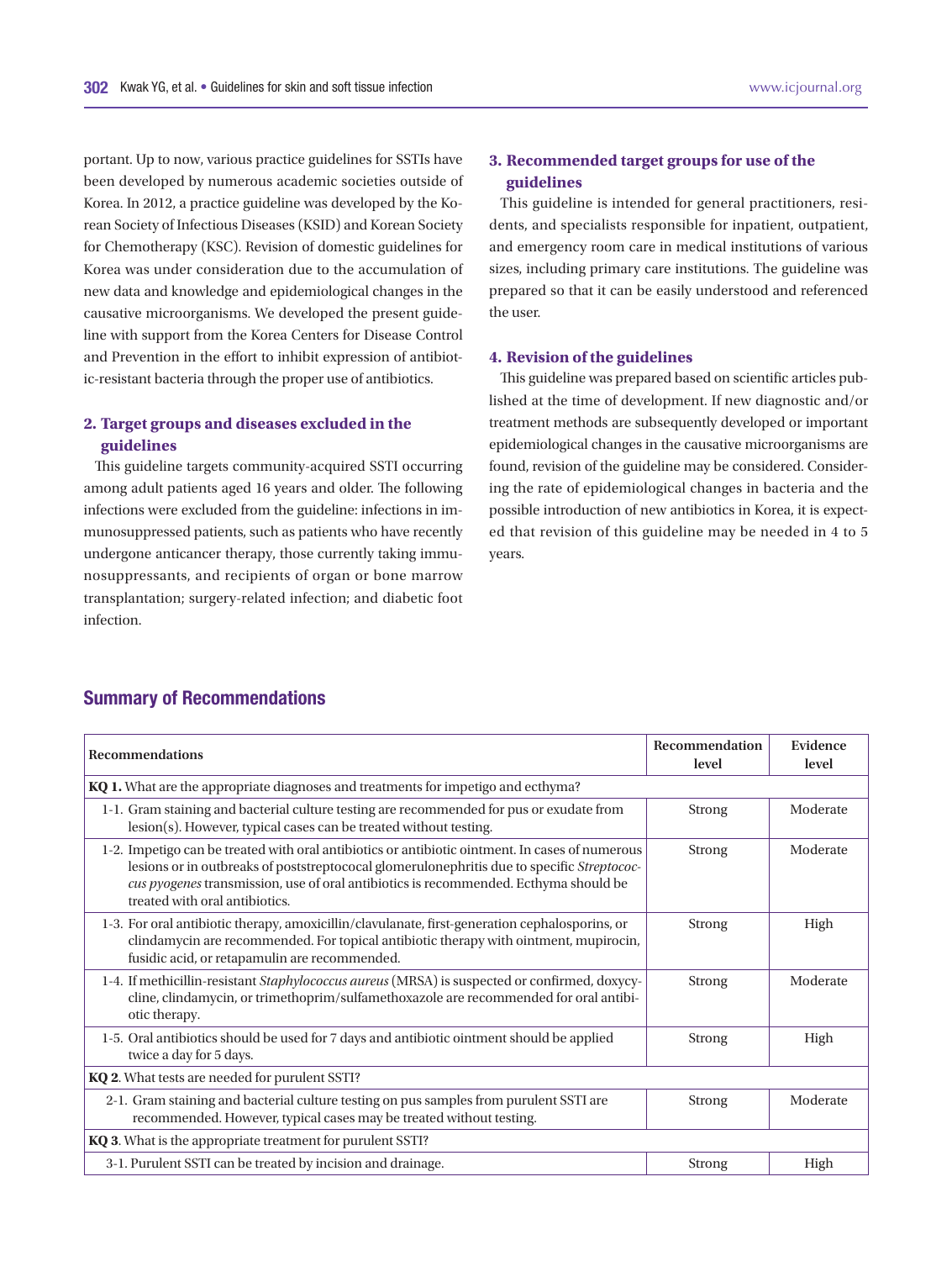portant. Up to now, various practice guidelines for SSTIs have been developed by numerous academic societies outside of Korea. In 2012, a practice guideline was developed by the Korean Society of Infectious Diseases (KSID) and Korean Society for Chemotherapy (KSC). Revision of domestic guidelines for Korea was under consideration due to the accumulation of new data and knowledge and epidemiological changes in the causative microorganisms. We developed the present guideline with support from the Korea Centers for Disease Control and Prevention in the effort to inhibit expression of antibiotic-resistant bacteria through the proper use of antibiotics.

### 2. Target groups and diseases excluded in the guidelines

This guideline targets community-acquired SSTI occurring among adult patients aged 16 years and older. The following infections were excluded from the guideline: infections in immunosuppressed patients, such as patients who have recently undergone anticancer therapy, those currently taking immunosuppressants, and recipients of organ or bone marrow transplantation; surgery-related infection; and diabetic foot infection.

### 3. Recommended target groups for use of the guidelines

This guideline is intended for general practitioners, residents, and specialists responsible for inpatient, outpatient, and emergency room care in medical institutions of various sizes, including primary care institutions. The guideline was prepared so that it can be easily understood and referenced the user.

### 4. Revision of the guidelines

This guideline was prepared based on scientific articles published at the time of development. If new diagnostic and/or treatment methods are subsequently developed or important epidemiological changes in the causative microorganisms are found, revision of the guideline may be considered. Considering the rate of epidemiological changes in bacteria and the possible introduction of new antibiotics in Korea, it is expected that revision of this guideline may be needed in 4 to 5 years.

## Summary of Recommendations

| Recommendations | Recommendation level | Evidence level |
|---|---|---|
| **KQ 1.** What are the appropriate diagnoses and treatments for impetigo and ecthyma? | | |
| 1-1. Gram staining and bacterial culture testing are recommended for pus or exudate from lesion(s). However, typical cases can be treated without testing. | Strong | Moderate |
| 1-2. Impetigo can be treated with oral antibiotics or antibiotic ointment. In cases of numerous lesions or in outbreaks of poststreptococal glomerulonephritis due to specific *Streptococcus pyogenes* transmission, use of oral antibiotics is recommended. Ecthyma should be treated with oral antibiotics. | Strong | Moderate |
| 1-3. For oral antibiotic therapy, amoxicillin/clavulanate, first-generation cephalosporins, or clindamycin are recommended. For topical antibiotic therapy with ointment, mupirocin, fusidic acid, or retapamulin are recommended. | Strong | High |
| 1-4. If methicillin-resistant *Staphylococcus aureus* (MRSA) is suspected or confirmed, doxycycline, clindamycin, or trimethoprim/sulfamethoxazole are recommended for oral antibiotic therapy. | Strong | Moderate |
| 1-5. Oral antibiotics should be used for 7 days and antibiotic ointment should be applied twice a day for 5 days. | Strong | High |
| **KQ 2**. What tests are needed for purulent SSTI? | | |
| 2-1. Gram staining and bacterial culture testing on pus samples from purulent SSTI are recommended. However, typical cases may be treated without testing. | Strong | Moderate |
| **KQ 3**. What is the appropriate treatment for purulent SSTI? | | |
| 3-1. Purulent SSTI can be treated by incision and drainage. | Strong | High |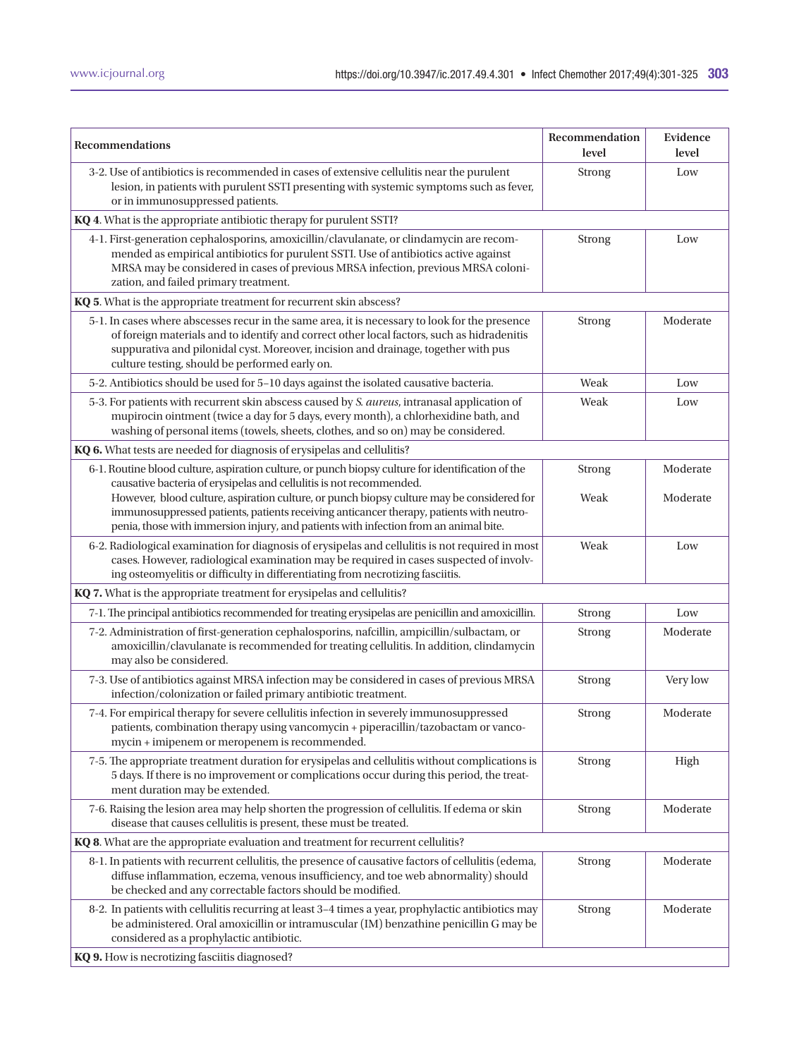| Recommendations | Recommendation level | Evidence level |
|---|---|---|
| 3-2. Use of antibiotics is recommended in cases of extensive cellulitis near the purulent lesion, in patients with purulent SSTI presenting with systemic symptoms such as fever, or in immunosuppressed patients. | Strong | Low |
| **KQ 4**. What is the appropriate antibiotic therapy for purulent SSTI? | | |
| 4-1. First-generation cephalosporins, amoxicillin/clavulanate, or clindamycin are recommended as empirical antibiotics for purulent SSTI. Use of antibiotics active against MRSA may be considered in cases of previous MRSA infection, previous MRSA colonization, and failed primary treatment. | Strong | Low |
| **KQ 5**. What is the appropriate treatment for recurrent skin abscess? | | |
| 5-1. In cases where abscesses recur in the same area, it is necessary to look for the presence of foreign materials and to identify and correct other local factors, such as hidradenitis suppurativa and pilonidal cyst. Moreover, incision and drainage, together with pus culture testing, should be performed early on. | Strong | Moderate |
| 5-2. Antibiotics should be used for 5–10 days against the isolated causative bacteria. | Weak | Low |
| 5-3. For patients with recurrent skin abscess caused by *S. aureus*, intranasal application of mupirocin ointment (twice a day for 5 days, every month), a chlorhexidine bath, and washing of personal items (towels, sheets, clothes, and so on) may be considered. | Weak | Low |
| **KQ 6.** What tests are needed for diagnosis of erysipelas and cellulitis? | | |
| 6-1. Routine blood culture, aspiration culture, or punch biopsy culture for identification of the causative bacteria of erysipelas and cellulitis is not recommended. | Strong | Moderate |
| However, blood culture, aspiration culture, or punch biopsy culture may be considered for immunosuppressed patients, patients receiving anticancer therapy, patients with neutropenia, those with immersion injury, and patients with infection from an animal bite. | Weak | Moderate |
| 6-2. Radiological examination for diagnosis of erysipelas and cellulitis is not required in most cases. However, radiological examination may be required in cases suspected of involving osteomyelitis or difficulty in differentiating from necrotizing fasciitis. | Weak | Low |
| **KQ 7.** What is the appropriate treatment for erysipelas and cellulitis? | | |
| 7-1. The principal antibiotics recommended for treating erysipelas are penicillin and amoxicillin. | Strong | Low |
| 7-2. Administration of first-generation cephalosporins, nafcillin, ampicillin/sulbactam, or amoxicillin/clavulanate is recommended for treating cellulitis. In addition, clindamycin may also be considered. | Strong | Moderate |
| 7-3. Use of antibiotics against MRSA infection may be considered in cases of previous MRSA infection/colonization or failed primary antibiotic treatment. | Strong | Very low |
| 7-4. For empirical therapy for severe cellulitis infection in severely immunosuppressed patients, combination therapy using vancomycin + piperacillin/tazobactam or vancomycin + imipenem or meropenem is recommended. | Strong | Moderate |
| 7-5. The appropriate treatment duration for erysipelas and cellulitis without complications is 5 days. If there is no improvement or complications occur during this period, the treatment duration may be extended. | Strong | High |
| 7-6. Raising the lesion area may help shorten the progression of cellulitis. If edema or skin disease that causes cellulitis is present, these must be treated. | Strong | Moderate |
| **KQ 8**. What are the appropriate evaluation and treatment for recurrent cellulitis? | | |
| 8-1. In patients with recurrent cellulitis, the presence of causative factors of cellulitis (edema, diffuse inflammation, eczema, venous insufficiency, and toe web abnormality) should be checked and any correctable factors should be modified. | Strong | Moderate |
| 8-2. In patients with cellulitis recurring at least 3–4 times a year, prophylactic antibiotics may be administered. Oral amoxicillin or intramuscular (IM) benzathine penicillin G may be considered as a prophylactic antibiotic. | Strong | Moderate |
| **KQ 9.** How is necrotizing fasciitis diagnosed? | | |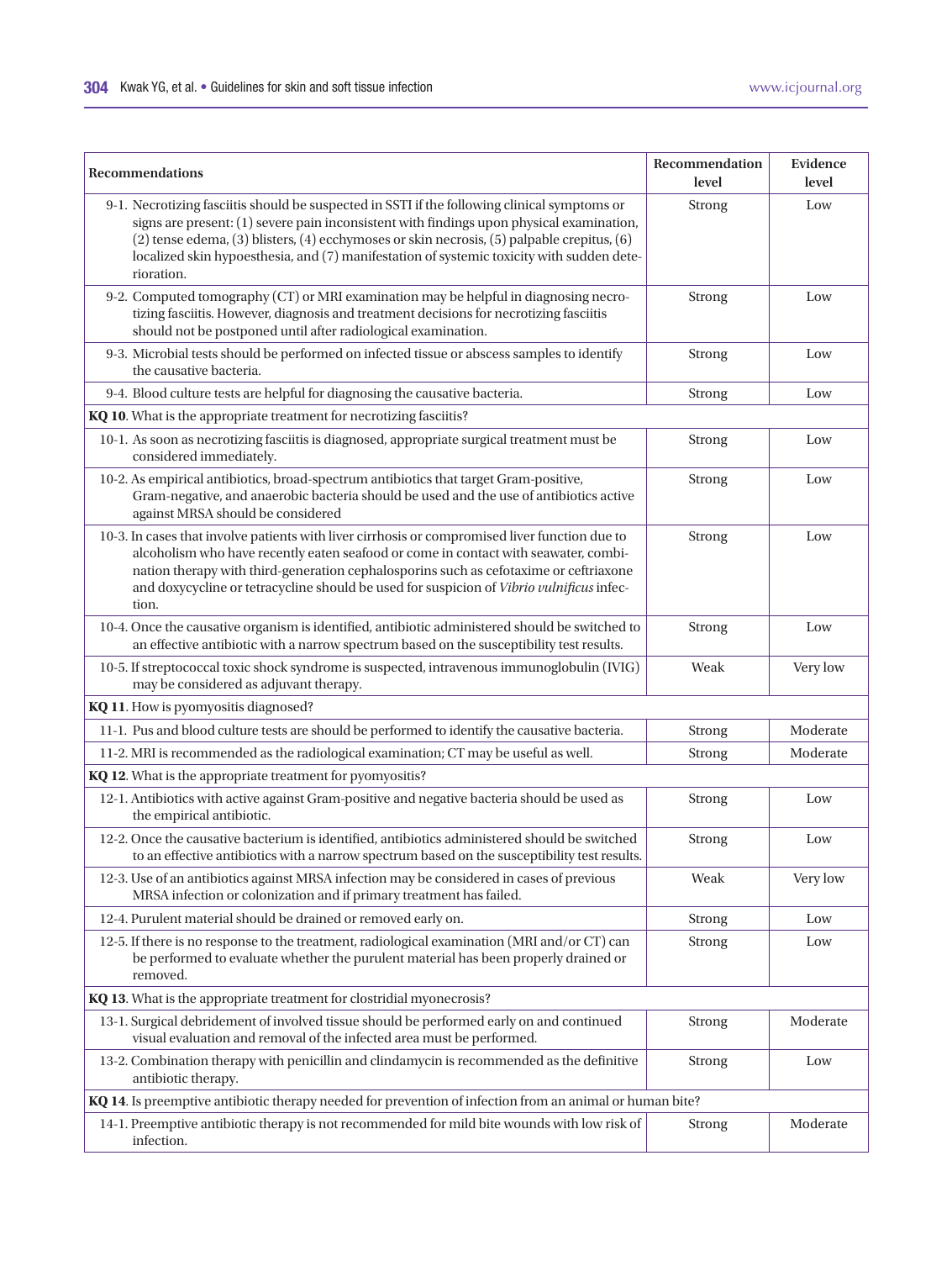| Recommendations | Recommendation level | Evidence level |
|---|---|---|
| 9-1. Necrotizing fasciitis should be suspected in SSTI if the following clinical symptoms or signs are present: (1) severe pain inconsistent with findings upon physical examination, (2) tense edema, (3) blisters, (4) ecchymoses or skin necrosis, (5) palpable crepitus, (6) localized skin hypoesthesia, and (7) manifestation of systemic toxicity with sudden deterioration. | Strong | Low |
| 9-2. Computed tomography (CT) or MRI examination may be helpful in diagnosing necrotizing fasciitis. However, diagnosis and treatment decisions for necrotizing fasciitis should not be postponed until after radiological examination. | Strong | Low |
| 9-3. Microbial tests should be performed on infected tissue or abscess samples to identify the causative bacteria. | Strong | Low |
| 9-4. Blood culture tests are helpful for diagnosing the causative bacteria. | Strong | Low |
| **KQ 10**. What is the appropriate treatment for necrotizing fasciitis? | | |
| 10-1. As soon as necrotizing fasciitis is diagnosed, appropriate surgical treatment must be considered immediately. | Strong | Low |
| 10-2. As empirical antibiotics, broad-spectrum antibiotics that target Gram-positive, Gram-negative, and anaerobic bacteria should be used and the use of antibiotics active against MRSA should be considered | Strong | Low |
| 10-3. In cases that involve patients with liver cirrhosis or compromised liver function due to alcoholism who have recently eaten seafood or come in contact with seawater, combination therapy with third-generation cephalosporins such as cefotaxime or ceftriaxone and doxycycline or tetracycline should be used for suspicion of *Vibrio vulnificus* infection. | Strong | Low |
| 10-4. Once the causative organism is identified, antibiotic administered should be switched to an effective antibiotic with a narrow spectrum based on the susceptibility test results. | Strong | Low |
| 10-5. If streptococcal toxic shock syndrome is suspected, intravenous immunoglobulin (IVIG) may be considered as adjuvant therapy. | Weak | Very low |
| **KQ 11**. How is pyomyositis diagnosed? | | |
| 11-1. Pus and blood culture tests are should be performed to identify the causative bacteria. | Strong | Moderate |
| 11-2. MRI is recommended as the radiological examination; CT may be useful as well. | Strong | Moderate |
| **KQ 12**. What is the appropriate treatment for pyomyositis? | | |
| 12-1. Antibiotics with active against Gram-positive and negative bacteria should be used as the empirical antibiotic. | Strong | Low |
| 12-2. Once the causative bacterium is identified, antibiotics administered should be switched to an effective antibiotics with a narrow spectrum based on the susceptibility test results. | Strong | Low |
| 12-3. Use of an antibiotics against MRSA infection may be considered in cases of previous MRSA infection or colonization and if primary treatment has failed. | Weak | Very low |
| 12-4. Purulent material should be drained or removed early on. | Strong | Low |
| 12-5. If there is no response to the treatment, radiological examination (MRI and/or CT) can be performed to evaluate whether the purulent material has been properly drained or removed. | Strong | Low |
| **KQ 13**. What is the appropriate treatment for clostridial myonecrosis? | | |
| 13-1. Surgical debridement of involved tissue should be performed early on and continued visual evaluation and removal of the infected area must be performed. | Strong | Moderate |
| 13-2. Combination therapy with penicillin and clindamycin is recommended as the definitive antibiotic therapy. | Strong | Low |
| **KQ 14**. Is preemptive antibiotic therapy needed for prevention of infection from an animal or human bite? | | |
| 14-1. Preemptive antibiotic therapy is not recommended for mild bite wounds with low risk of infection. | Strong | Moderate |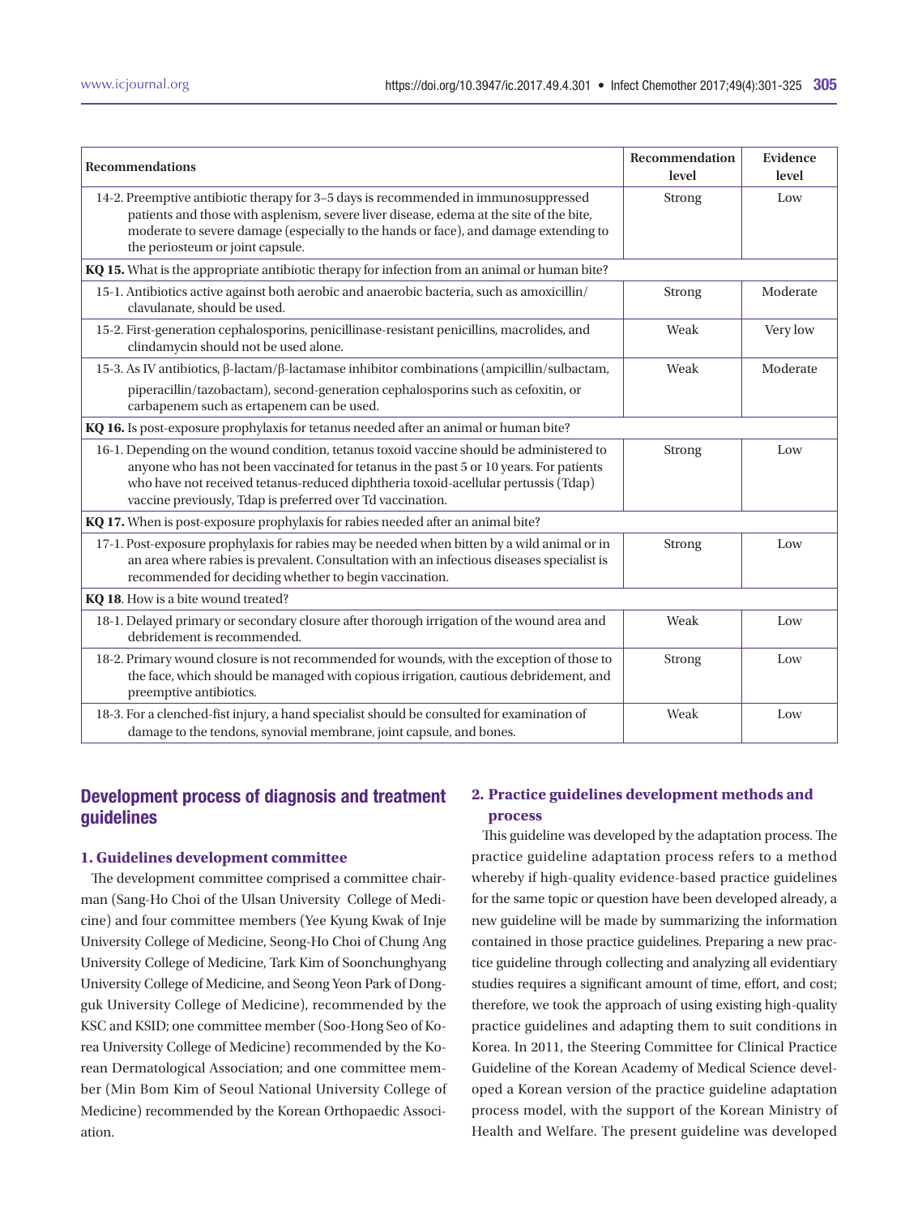| Recommendations | Recommendation level | Evidence level |
|---|---|---|
| 14-2. Preemptive antibiotic therapy for 3–5 days is recommended in immunosuppressed patients and those with asplenism, severe liver disease, edema at the site of the bite, moderate to severe damage (especially to the hands or face), and damage extending to the periosteum or joint capsule. | Strong | Low |
| **KQ 15.** What is the appropriate antibiotic therapy for infection from an animal or human bite? | | |
| 15-1. Antibiotics active against both aerobic and anaerobic bacteria, such as amoxicillin/clavulanate, should be used. | Strong | Moderate |
| 15-2. First-generation cephalosporins, penicillinase-resistant penicillins, macrolides, and clindamycin should not be used alone. | Weak | Very low |
| 15-3. As IV antibiotics, β-lactam/β-lactamase inhibitor combinations (ampicillin/sulbactam, piperacillin/tazobactam), second-generation cephalosporins such as cefoxitin, or carbapenem such as ertapenem can be used. | Weak | Moderate |
| **KQ 16.** Is post-exposure prophylaxis for tetanus needed after an animal or human bite? | | |
| 16-1. Depending on the wound condition, tetanus toxoid vaccine should be administered to anyone who has not been vaccinated for tetanus in the past 5 or 10 years. For patients who have not received tetanus-reduced diphtheria toxoid-acellular pertussis (Tdap) vaccine previously, Tdap is preferred over Td vaccination. | Strong | Low |
| **KQ 17.** When is post-exposure prophylaxis for rabies needed after an animal bite? | | |
| 17-1. Post-exposure prophylaxis for rabies may be needed when bitten by a wild animal or in an area where rabies is prevalent. Consultation with an infectious diseases specialist is recommended for deciding whether to begin vaccination. | Strong | Low |
| **KQ 18**. How is a bite wound treated? | | |
| 18-1. Delayed primary or secondary closure after thorough irrigation of the wound area and debridement is recommended. | Weak | Low |
| 18-2. Primary wound closure is not recommended for wounds, with the exception of those to the face, which should be managed with copious irrigation, cautious debridement, and preemptive antibiotics. | Strong | Low |
| 18-3. For a clenched-fist injury, a hand specialist should be consulted for examination of damage to the tendons, synovial membrane, joint capsule, and bones. | Weak | Low |

## Development process of diagnosis and treatment guidelines

### 1. Guidelines development committee

The development committee comprised a committee chairman (Sang-Ho Choi of the Ulsan University College of Medicine) and four committee members (Yee Kyung Kwak of Inje University College of Medicine, Seong-Ho Choi of Chung Ang University College of Medicine, Tark Kim of Soonchunghyang University College of Medicine, and Seong Yeon Park of Dongguk University College of Medicine), recommended by the KSC and KSID; one committee member (Soo-Hong Seo of Korea University College of Medicine) recommended by the Korean Dermatological Association; and one committee member (Min Bom Kim of Seoul National University College of Medicine) recommended by the Korean Orthopaedic Association.

### 2. Practice guidelines development methods and process

This guideline was developed by the adaptation process. The practice guideline adaptation process refers to a method whereby if high-quality evidence-based practice guidelines for the same topic or question have been developed already, a new guideline will be made by summarizing the information contained in those practice guidelines. Preparing a new practice guideline through collecting and analyzing all evidentiary studies requires a significant amount of time, effort, and cost; therefore, we took the approach of using existing high-quality practice guidelines and adapting them to suit conditions in Korea. In 2011, the Steering Committee for Clinical Practice Guideline of the Korean Academy of Medical Science developed a Korean version of the practice guideline adaptation process model, with the support of the Korean Ministry of Health and Welfare. The present guideline was developed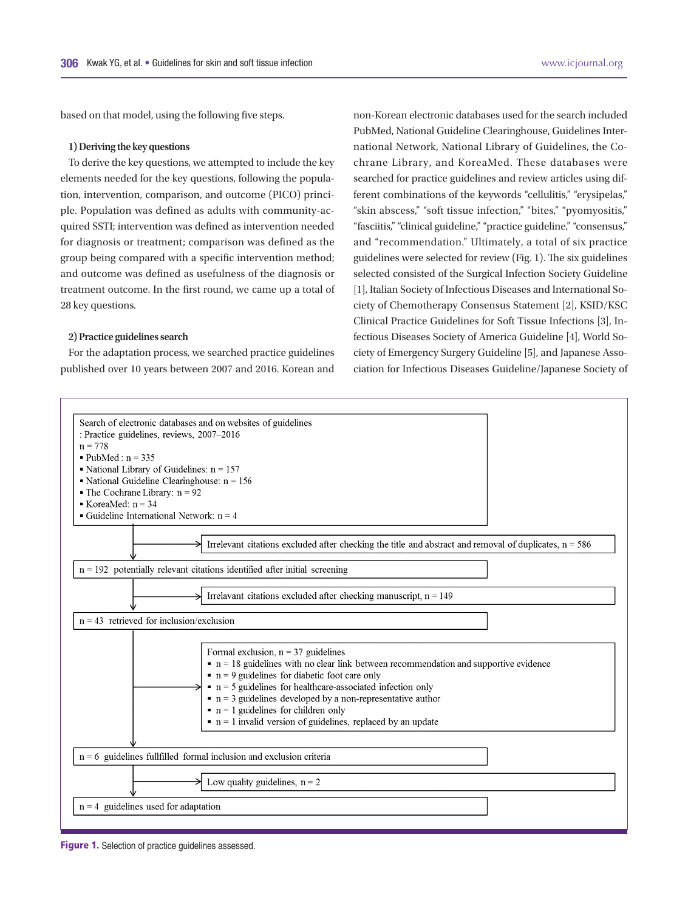based on that model, using the following five steps.

**1) Deriving the key questions**

To derive the key questions, we attempted to include the key elements needed for the key questions, following the population, intervention, comparison, and outcome (PICO) principle. Population was defined as adults with community-acquired SSTI; intervention was defined as intervention needed for diagnosis or treatment; comparison was defined as the group being compared with a specific intervention method; and outcome was defined as usefulness of the diagnosis or treatment outcome. In the first round, we came up a total of 28 key questions.

**2) Practice guidelines search**

For the adaptation process, we searched practice guidelines published over 10 years between 2007 and 2016. Korean and non-Korean electronic databases used for the search included PubMed, National Guideline Clearinghouse, Guidelines International Network, National Library of Guidelines, the Cochrane Library, and KoreaMed. These databases were searched for practice guidelines and review articles using different combinations of the keywords "cellulitis," "erysipelas," "skin abscess," "soft tissue infection," "bites," "pyomyositis," "fasciitis," "clinical guideline," "practice guideline," "consensus," and "recommendation." Ultimately, a total of six practice guidelines were selected for review (Fig. 1). The six guidelines selected consisted of the Surgical Infection Society Guideline [1], Italian Society of Infectious Diseases and International Society of Chemotherapy Consensus Statement [2], KSID/KSC Clinical Practice Guidelines for Soft Tissue Infections [3], Infectious Diseases Society of America Guideline [4], World Society of Emergency Surgery Guideline [5], and Japanese Association for Infectious Diseases Guideline/Japanese Society of

Search of electronic databases and on websites of guidelines
: Practice guidelines, reviews, 2007–2016
n = 778
- PubMed : n = 335
- National Library of Guidelines: n = 157
- National Guideline Clearinghouse: n = 156
- The Cochrane Library: n = 92
- KoreaMed: n = 34
- Guideline International Network: n = 4

→ Irrelevant citations excluded after checking the title and abstract and removal of duplicates, n = 586

n = 192 potentially relevant citations identified after initial screening

→ Irrelavant citations excluded after checking manuscript, n = 149

n = 43 retrieved for inclusion/exclusion

→ Formal exclusion, n = 37 guidelines
- n = 18 guidelines with no clear link between recommendation and supportive evidence
- n = 9 guidelines for diabetic foot care only
- n = 5 guidelines for healthcare-associated infection only
- n = 3 guidelines developed by a non-representative author
- n = 1 guidelines for children only
- n = 1 invalid version of guidelines, replaced by an update

n = 6 guidelines fullfilled formal inclusion and exclusion criteria

→ Low quality guidelines, n = 2

n = 4 guidelines used for adaptation

**Figure 1.** Selection of practice guidelines assessed.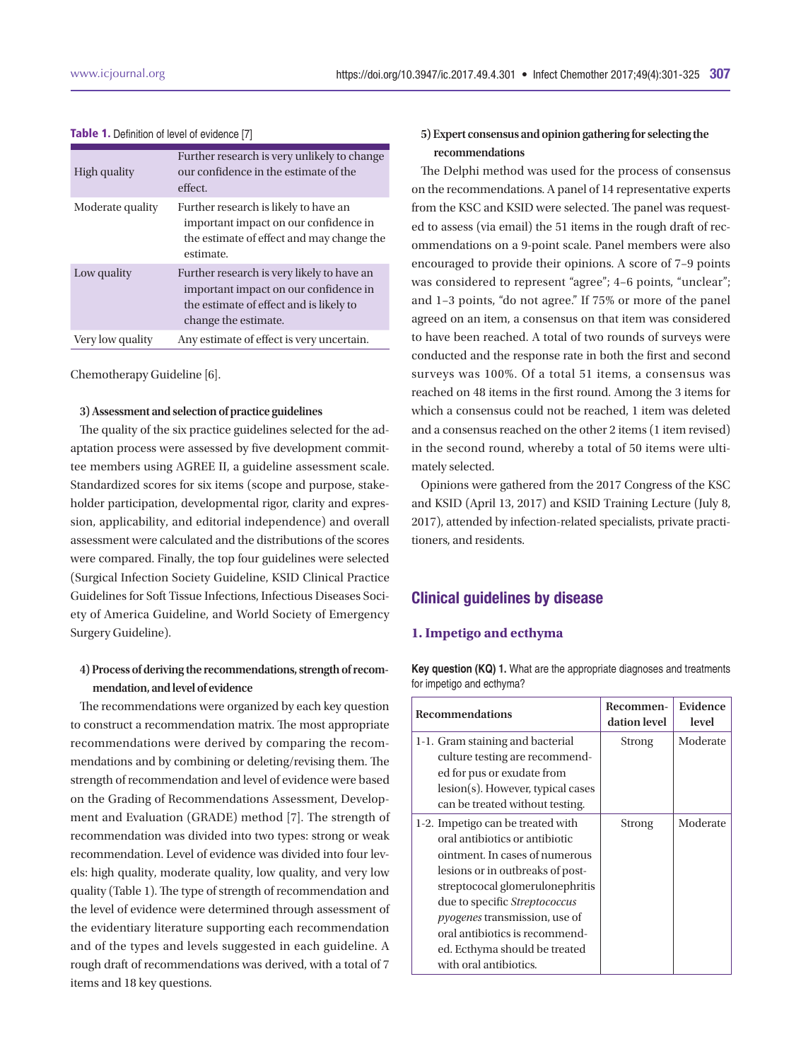**Table 1.** Definition of level of evidence [7]

| | |
|---|---|
| High quality | Further research is very unlikely to change our confidence in the estimate of the effect. |
| Moderate quality | Further research is likely to have an important impact on our confidence in the estimate of effect and may change the estimate. |
| Low quality | Further research is very likely to have an important impact on our confidence in the estimate of effect and is likely to change the estimate. |
| Very low quality | Any estimate of effect is very uncertain. |

Chemotherapy Guideline [6].

#### 3) Assessment and selection of practice guidelines

The quality of the six practice guidelines selected for the adaptation process were assessed by five development committee members using AGREE II, a guideline assessment scale. Standardized scores for six items (scope and purpose, stakeholder participation, developmental rigor, clarity and expression, applicability, and editorial independence) and overall assessment were calculated and the distributions of the scores were compared. Finally, the top four guidelines were selected (Surgical Infection Society Guideline, KSID Clinical Practice Guidelines for Soft Tissue Infections, Infectious Diseases Society of America Guideline, and World Society of Emergency Surgery Guideline).

#### 4) Process of deriving the recommendations, strength of recommendation, and level of evidence

The recommendations were organized by each key question to construct a recommendation matrix. The most appropriate recommendations were derived by comparing the recommendations and by combining or deleting/revising them. The strength of recommendation and level of evidence were based on the Grading of Recommendations Assessment, Development and Evaluation (GRADE) method [7]. The strength of recommendation was divided into two types: strong or weak recommendation. Level of evidence was divided into four levels: high quality, moderate quality, low quality, and very low quality (Table 1). The type of strength of recommendation and the level of evidence were determined through assessment of the evidentiary literature supporting each recommendation and of the types and levels suggested in each guideline. A rough draft of recommendations was derived, with a total of 7 items and 18 key questions.

#### 5) Expert consensus and opinion gathering for selecting the recommendations

The Delphi method was used for the process of consensus on the recommendations. A panel of 14 representative experts from the KSC and KSID were selected. The panel was requested to assess (via email) the 51 items in the rough draft of recommendations on a 9-point scale. Panel members were also encouraged to provide their opinions. A score of 7–9 points was considered to represent "agree"; 4–6 points, "unclear"; and 1–3 points, "do not agree." If 75% or more of the panel agreed on an item, a consensus on that item was considered to have been reached. A total of two rounds of surveys were conducted and the response rate in both the first and second surveys was 100%. Of a total 51 items, a consensus was reached on 48 items in the first round. Among the 3 items for which a consensus could not be reached, 1 item was deleted and a consensus reached on the other 2 items (1 item revised) in the second round, whereby a total of 50 items were ultimately selected.

Opinions were gathered from the 2017 Congress of the KSC and KSID (April 13, 2017) and KSID Training Lecture (July 8, 2017), attended by infection-related specialists, private practitioners, and residents.

## Clinical guidelines by disease

### 1. Impetigo and ecthyma

**Key question (KQ) 1.** What are the appropriate diagnoses and treatments for impetigo and ecthyma?

| Recommendations | Recommendation level | Evidence level |
|---|---|---|
| 1-1. Gram staining and bacterial culture testing are recommended for pus or exudate from lesion(s). However, typical cases can be treated without testing. | Strong | Moderate |
| 1-2. Impetigo can be treated with oral antibiotics or antibiotic ointment. In cases of numerous lesions or in outbreaks of post-streptococcal glomerulonephritis due to specific *Streptococcus pyogenes* transmission, use of oral antibiotics is recommended. Ecthyma should be treated with oral antibiotics. | Strong | Moderate |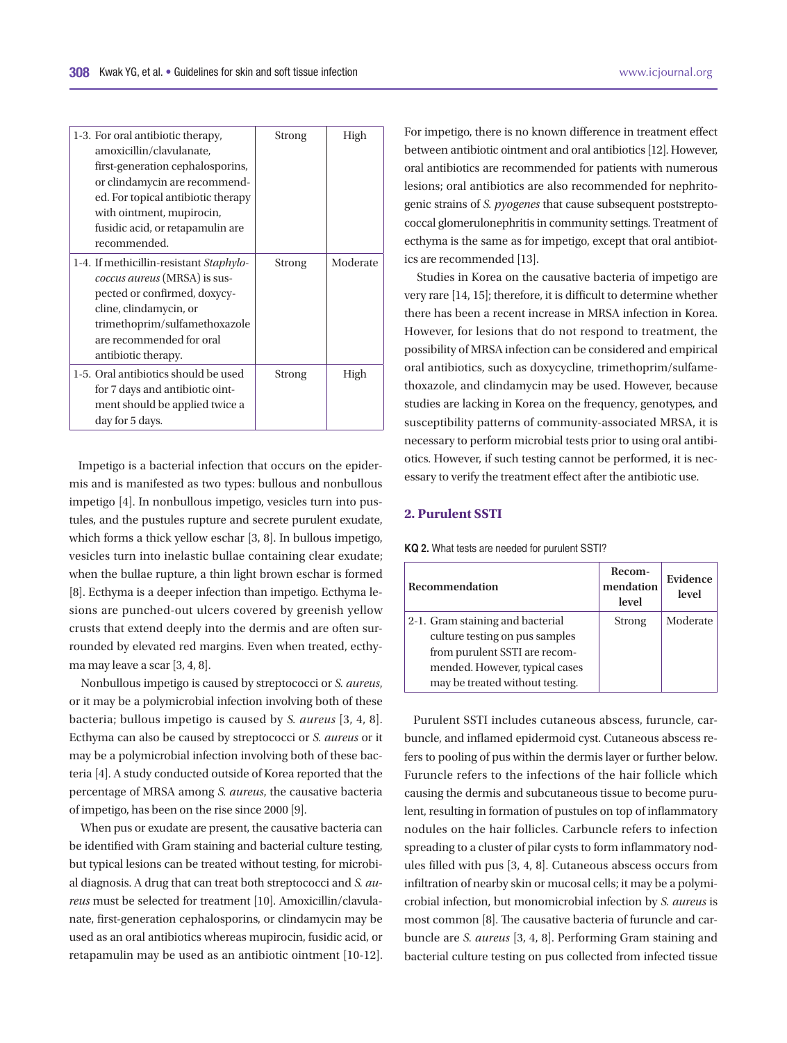| | | |
|---|---|---|
| 1-3. For oral antibiotic therapy, amoxicillin/clavulanate, first-generation cephalosporins, or clindamycin are recommended. For topical antibiotic therapy with ointment, mupirocin, fusidic acid, or retapamulin are recommended. | Strong | High |
| 1-4. If methicillin-resistant *Staphylococcus aureus* (MRSA) is suspected or confirmed, doxycycline, clindamycin, or trimethoprim/sulfamethoxazole are recommended for oral antibiotic therapy. | Strong | Moderate |
| 1-5. Oral antibiotics should be used for 7 days and antibiotic ointment should be applied twice a day for 5 days. | Strong | High |

Impetigo is a bacterial infection that occurs on the epidermis and is manifested as two types: bullous and nonbullous impetigo [4]. In nonbullous impetigo, vesicles turn into pustules, and the pustules rupture and secrete purulent exudate, which forms a thick yellow eschar [3, 8]. In bullous impetigo, vesicles turn into inelastic bullae containing clear exudate; when the bullae rupture, a thin light brown eschar is formed [8]. Ecthyma is a deeper infection than impetigo. Ecthyma lesions are punched-out ulcers covered by greenish yellow crusts that extend deeply into the dermis and are often surrounded by elevated red margins. Even when treated, ecthyma may leave a scar [3, 4, 8].

Nonbullous impetigo is caused by streptococci or *S. aureus*, or it may be a polymicrobial infection involving both of these bacteria; bullous impetigo is caused by *S. aureus* [3, 4, 8]. Ecthyma can also be caused by streptococci or *S. aureus* or it may be a polymicrobial infection involving both of these bacteria [4]. A study conducted outside of Korea reported that the percentage of MRSA among *S. aureus*, the causative bacteria of impetigo, has been on the rise since 2000 [9].

When pus or exudate are present, the causative bacteria can be identified with Gram staining and bacterial culture testing, but typical lesions can be treated without testing, for microbial diagnosis. A drug that can treat both streptococci and *S. aureus* must be selected for treatment [10]. Amoxicillin/clavulanate, first-generation cephalosporins, or clindamycin may be used as an oral antibiotics whereas mupirocin, fusidic acid, or retapamulin may be used as an antibiotic ointment [10-12]. For impetigo, there is no known difference in treatment effect between antibiotic ointment and oral antibiotics [12]. However, oral antibiotics are recommended for patients with numerous lesions; oral antibiotics are also recommended for nephritogenic strains of *S. pyogenes* that cause subsequent poststreptococcal glomerulonephritis in community settings. Treatment of ecthyma is the same as for impetigo, except that oral antibiotics are recommended [13].

Studies in Korea on the causative bacteria of impetigo are very rare [14, 15]; therefore, it is difficult to determine whether there has been a recent increase in MRSA infection in Korea. However, for lesions that do not respond to treatment, the possibility of MRSA infection can be considered and empirical oral antibiotics, such as doxycycline, trimethoprim/sulfamethoxazole, and clindamycin may be used. However, because studies are lacking in Korea on the frequency, genotypes, and susceptibility patterns of community-associated MRSA, it is necessary to perform microbial tests prior to using oral antibiotics. However, if such testing cannot be performed, it is necessary to verify the treatment effect after the antibiotic use.

## 2. Purulent SSTI

**KQ 2.** What tests are needed for purulent SSTI?

| Recommendation | Recommendation level | Evidence level |
|---|---|---|
| 2-1. Gram staining and bacterial culture testing on pus samples from purulent SSTI are recommended. However, typical cases may be treated without testing. | Strong | Moderate |

Purulent SSTI includes cutaneous abscess, furuncle, carbuncle, and inflamed epidermoid cyst. Cutaneous abscess refers to pooling of pus within the dermis layer or further below. Furuncle refers to the infections of the hair follicle which causing the dermis and subcutaneous tissue to become purulent, resulting in formation of pustules on top of inflammatory nodules on the hair follicles. Carbuncle refers to infection spreading to a cluster of pilar cysts to form inflammatory nodules filled with pus [3, 4, 8]. Cutaneous abscess occurs from infiltration of nearby skin or mucosal cells; it may be a polymicrobial infection, but monomicrobial infection by *S. aureus* is most common [8]. The causative bacteria of furuncle and carbuncle are *S. aureus* [3, 4, 8]. Performing Gram staining and bacterial culture testing on pus collected from infected tissue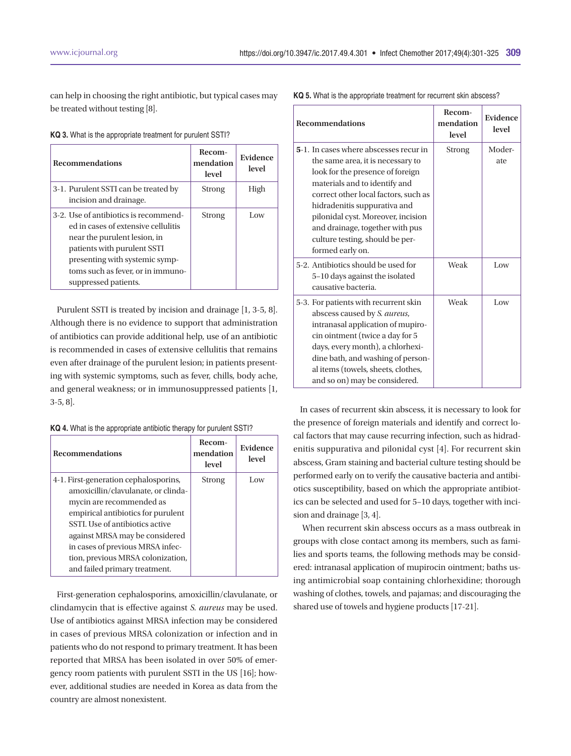can help in choosing the right antibiotic, but typical cases may be treated without testing [8].

**KQ 3.** What is the appropriate treatment for purulent SSTI?

| Recommendations | Recommendation level | Evidence level |
|---|---|---|
| 3-1. Purulent SSTI can be treated by incision and drainage. | Strong | High |
| 3-2. Use of antibiotics is recommended in cases of extensive cellulitis near the purulent lesion, in patients with purulent SSTI presenting with systemic symptoms such as fever, or in immunosuppressed patients. | Strong | Low |

Purulent SSTI is treated by incision and drainage [1, 3-5, 8]. Although there is no evidence to support that administration of antibiotics can provide additional help, use of an antibiotic is recommended in cases of extensive cellulitis that remains even after drainage of the purulent lesion; in patients presenting with systemic symptoms, such as fever, chills, body ache, and general weakness; or in immunosuppressed patients [1, 3-5, 8].

**KQ 4.** What is the appropriate antibiotic therapy for purulent SSTI?

| Recommendations | Recommendation level | Evidence level |
|---|---|---|
| 4-1. First-generation cephalosporins, amoxicillin/clavulanate, or clindamycin are recommended as empirical antibiotics for purulent SSTI. Use of antibiotics active against MRSA may be considered in cases of previous MRSA infection, previous MRSA colonization, and failed primary treatment. | Strong | Low |

First-generation cephalosporins, amoxicillin/clavulanate, or clindamycin that is effective against *S. aureus* may be used. Use of antibiotics against MRSA infection may be considered in cases of previous MRSA colonization or infection and in patients who do not respond to primary treatment. It has been reported that MRSA has been isolated in over 50% of emergency room patients with purulent SSTI in the US [16]; however, additional studies are needed in Korea as data from the country are almost nonexistent.

**KQ 5.** What is the appropriate treatment for recurrent skin abscess?

| Recommendations | Recommendation level | Evidence level |
|---|---|---|
| **5**-1. In cases where abscesses recur in the same area, it is necessary to look for the presence of foreign materials and to identify and correct other local factors, such as hidradenitis suppurativa and pilonidal cyst. Moreover, incision and drainage, together with pus culture testing, should be performed early on. | Strong | Moderate |
| 5-2. Antibiotics should be used for 5–10 days against the isolated causative bacteria. | Weak | Low |
| 5-3. For patients with recurrent skin abscess caused by *S. aureus*, intranasal application of mupirocin ointment (twice a day for 5 days, every month), a chlorhexidine bath, and washing of personal items (towels, sheets, clothes, and so on) may be considered. | Weak | Low |

In cases of recurrent skin abscess, it is necessary to look for the presence of foreign materials and identify and correct local factors that may cause recurring infection, such as hidradenitis suppurativa and pilonidal cyst [4]. For recurrent skin abscess, Gram staining and bacterial culture testing should be performed early on to verify the causative bacteria and antibiotics susceptibility, based on which the appropriate antibiotics can be selected and used for 5–10 days, together with incision and drainage [3, 4].

When recurrent skin abscess occurs as a mass outbreak in groups with close contact among its members, such as families and sports teams, the following methods may be considered: intranasal application of mupirocin ointment; baths using antimicrobial soap containing chlorhexidine; thorough washing of clothes, towels, and pajamas; and discouraging the shared use of towels and hygiene products [17-21].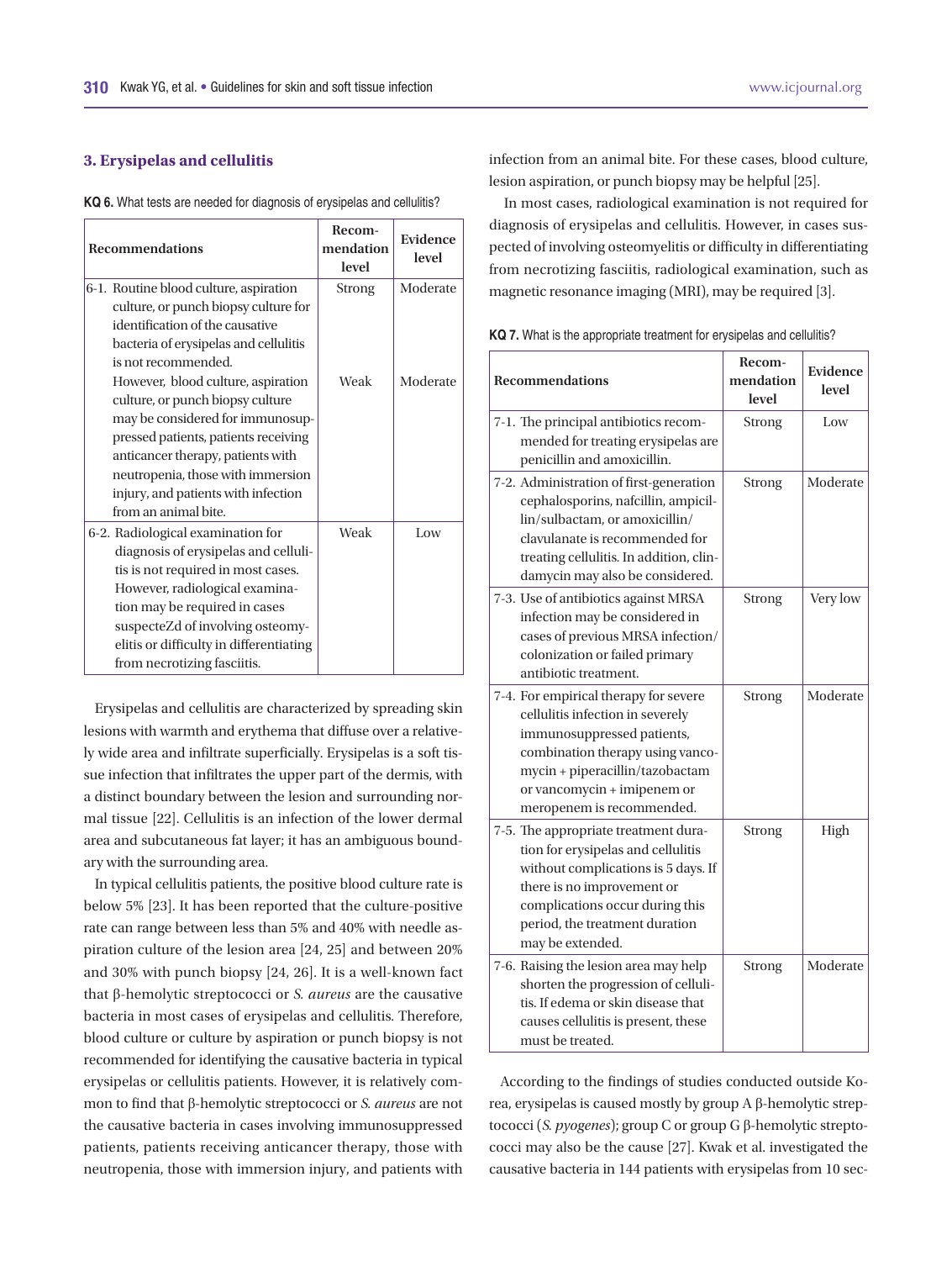## 3. Erysipelas and cellulitis

**KQ 6.** What tests are needed for diagnosis of erysipelas and cellulitis?

| Recommendations | Recommendation level | Evidence level |
|---|---|---|
| 6-1. Routine blood culture, aspiration culture, or punch biopsy culture for identification of the causative bacteria of erysipelas and cellulitis is not recommended. | Strong | Moderate |
| However, blood culture, aspiration culture, or punch biopsy culture may be considered for immunosuppressed patients, patients receiving anticancer therapy, patients with neutropenia, those with immersion injury, and patients with infection from an animal bite. | Weak | Moderate |
| 6-2. Radiological examination for diagnosis of erysipelas and cellulitis is not required in most cases. However, radiological examination may be required in cases suspecteZd of involving osteomyelitis or difficulty in differentiating from necrotizing fasciitis. | Weak | Low |

Erysipelas and cellulitis are characterized by spreading skin lesions with warmth and erythema that diffuse over a relatively wide area and infiltrate superficially. Erysipelas is a soft tissue infection that infiltrates the upper part of the dermis, with a distinct boundary between the lesion and surrounding normal tissue [22]. Cellulitis is an infection of the lower dermal area and subcutaneous fat layer; it has an ambiguous boundary with the surrounding area.

In typical cellulitis patients, the positive blood culture rate is below 5% [23]. It has been reported that the culture-positive rate can range between less than 5% and 40% with needle aspiration culture of the lesion area [24, 25] and between 20% and 30% with punch biopsy [24, 26]. It is a well-known fact that β-hemolytic streptococci or *S. aureus* are the causative bacteria in most cases of erysipelas and cellulitis. Therefore, blood culture or culture by aspiration or punch biopsy is not recommended for identifying the causative bacteria in typical erysipelas or cellulitis patients. However, it is relatively common to find that β-hemolytic streptococci or *S. aureus* are not the causative bacteria in cases involving immunosuppressed patients, patients receiving anticancer therapy, those with neutropenia, those with immersion injury, and patients with infection from an animal bite. For these cases, blood culture, lesion aspiration, or punch biopsy may be helpful [25].

In most cases, radiological examination is not required for diagnosis of erysipelas and cellulitis. However, in cases suspected of involving osteomyelitis or difficulty in differentiating from necrotizing fasciitis, radiological examination, such as magnetic resonance imaging (MRI), may be required [3].

**KQ 7.** What is the appropriate treatment for erysipelas and cellulitis?

| Recommendations | Recommendation level | Evidence level |
|---|---|---|
| 7-1. The principal antibiotics recommended for treating erysipelas are penicillin and amoxicillin. | Strong | Low |
| 7-2. Administration of first-generation cephalosporins, nafcillin, ampicillin/sulbactam, or amoxicillin/clavulanate is recommended for treating cellulitis. In addition, clindamycin may also be considered. | Strong | Moderate |
| 7-3. Use of antibiotics against MRSA infection may be considered in cases of previous MRSA infection/colonization or failed primary antibiotic treatment. | Strong | Very low |
| 7-4. For empirical therapy for severe cellulitis infection in severely immunosuppressed patients, combination therapy using vancomycin + piperacillin/tazobactam or vancomycin + imipenem or meropenem is recommended. | Strong | Moderate |
| 7-5. The appropriate treatment duration for erysipelas and cellulitis without complications is 5 days. If there is no improvement or complications occur during this period, the treatment duration may be extended. | Strong | High |
| 7-6. Raising the lesion area may help shorten the progression of cellulitis. If edema or skin disease that causes cellulitis is present, these must be treated. | Strong | Moderate |

According to the findings of studies conducted outside Korea, erysipelas is caused mostly by group A β-hemolytic streptococci (*S. pyogenes*); group C or group G β-hemolytic streptococci may also be the cause [27]. Kwak et al. investigated the causative bacteria in 144 patients with erysipelas from 10 sec-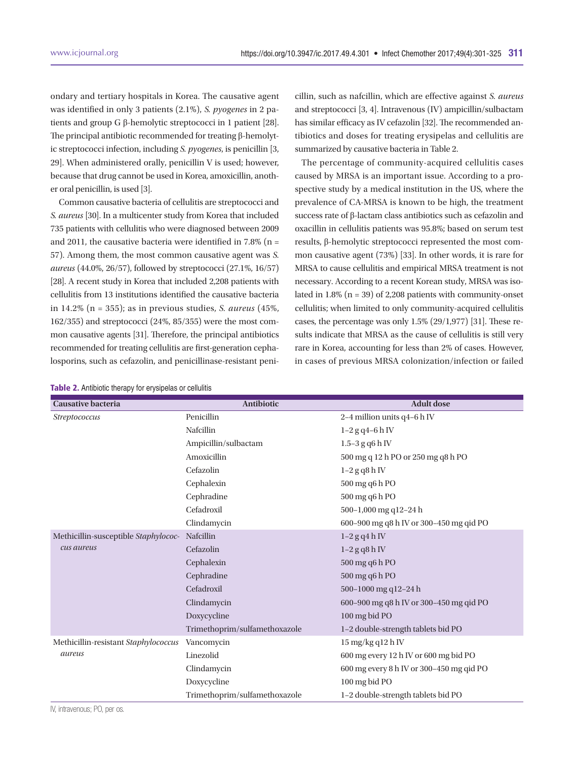ondary and tertiary hospitals in Korea. The causative agent was identified in only 3 patients (2.1%), *S. pyogenes* in 2 patients and group G β-hemolytic streptococci in 1 patient [28]. The principal antibiotic recommended for treating β-hemolytic streptococci infection, including *S. pyogenes*, is penicillin [3, 29]. When administered orally, penicillin V is used; however, because that drug cannot be used in Korea, amoxicillin, another oral penicillin, is used [3].

Common causative bacteria of cellulitis are streptococci and *S. aureus* [30]. In a multicenter study from Korea that included 735 patients with cellulitis who were diagnosed between 2009 and 2011, the causative bacteria were identified in 7.8% (n = 57). Among them, the most common causative agent was *S. aureus* (44.0%, 26/57), followed by streptococci (27.1%, 16/57) [28]. A recent study in Korea that included 2,208 patients with cellulitis from 13 institutions identified the causative bacteria in 14.2% (n = 355); as in previous studies, *S. aureus* (45%, 162/355) and streptococci (24%, 85/355) were the most common causative agents [31]. Therefore, the principal antibiotics recommended for treating cellulitis are first-generation cephalosporins, such as cefazolin, and penicillinase-resistant penicillin, such as nafcillin, which are effective against *S. aureus* and streptococci [3, 4]. Intravenous (IV) ampicillin/sulbactam has similar efficacy as IV cefazolin [32]. The recommended antibiotics and doses for treating erysipelas and cellulitis are summarized by causative bacteria in Table 2.

The percentage of community-acquired cellulitis cases caused by MRSA is an important issue. According to a prospective study by a medical institution in the US, where the prevalence of CA-MRSA is known to be high, the treatment success rate of β-lactam class antibiotics such as cefazolin and oxacillin in cellulitis patients was 95.8%; based on serum test results, β-hemolytic streptococci represented the most common causative agent (73%) [33]. In other words, it is rare for MRSA to cause cellulitis and empirical MRSA treatment is not necessary. According to a recent Korean study, MRSA was isolated in 1.8% (n = 39) of 2,208 patients with community-onset cellulitis; when limited to only community-acquired cellulitis cases, the percentage was only 1.5% (29/1,977) [31]. These results indicate that MRSA as the cause of cellulitis is still very rare in Korea, accounting for less than 2% of cases. However, in cases of previous MRSA colonization/infection or failed

**Table 2.** Antibiotic therapy for erysipelas or cellulitis

| Causative bacteria | Antibiotic | Adult dose |
|---|---|---|
| *Streptococcus* | Penicillin | 2–4 million units q4–6 h IV |
| | Nafcillin | 1–2 g q4–6 h IV |
| | Ampicillin/sulbactam | 1.5–3 g q6 h IV |
| | Amoxicillin | 500 mg q 12 h PO or 250 mg q8 h PO |
| | Cefazolin | 1–2 g q8 h IV |
| | Cephalexin | 500 mg q6 h PO |
| | Cephradine | 500 mg q6 h PO |
| | Cefadroxil | 500–1,000 mg q12–24 h |
| | Clindamycin | 600–900 mg q8 h IV or 300–450 mg qid PO |
| Methicillin-susceptible *Staphylococcus aureus* | Nafcillin | 1–2 g q4 h IV |
| | Cefazolin | 1–2 g q8 h IV |
| | Cephalexin | 500 mg q6 h PO |
| | Cephradine | 500 mg q6 h PO |
| | Cefadroxil | 500–1000 mg q12–24 h |
| | Clindamycin | 600–900 mg q8 h IV or 300–450 mg qid PO |
| | Doxycycline | 100 mg bid PO |
| | Trimethoprim/sulfamethoxazole | 1–2 double-strength tablets bid PO |
| Methicillin-resistant *Staphylococcus aureus* | Vancomycin | 15 mg/kg q12 h IV |
| | Linezolid | 600 mg every 12 h IV or 600 mg bid PO |
| | Clindamycin | 600 mg every 8 h IV or 300–450 mg qid PO |
| | Doxycycline | 100 mg bid PO |
| | Trimethoprim/sulfamethoxazole | 1–2 double-strength tablets bid PO |

IV, intravenous; PO, per os.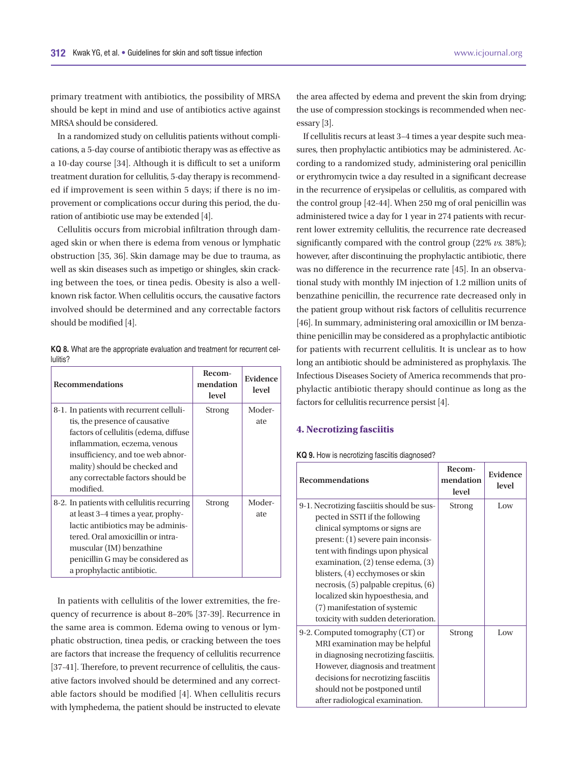primary treatment with antibiotics, the possibility of MRSA should be kept in mind and use of antibiotics active against MRSA should be considered.

In a randomized study on cellulitis patients without complications, a 5-day course of antibiotic therapy was as effective as a 10-day course [34]. Although it is difficult to set a uniform treatment duration for cellulitis, 5-day therapy is recommended if improvement is seen within 5 days; if there is no improvement or complications occur during this period, the duration of antibiotic use may be extended [4].

Cellulitis occurs from microbial infiltration through damaged skin or when there is edema from venous or lymphatic obstruction [35, 36]. Skin damage may be due to trauma, as well as skin diseases such as impetigo or shingles, skin cracking between the toes, or tinea pedis. Obesity is also a well-known risk factor. When cellulitis occurs, the causative factors involved should be determined and any correctable factors should be modified [4].

**KQ 8.** What are the appropriate evaluation and treatment for recurrent cellulitis?

| Recommendations | Recommendation level | Evidence level |
|---|---|---|
| 8-1. In patients with recurrent cellulitis, the presence of causative factors of cellulitis (edema, diffuse inflammation, eczema, venous insufficiency, and toe web abnormality) should be checked and any correctable factors should be modified. | Strong | Moderate |
| 8-2. In patients with cellulitis recurring at least 3–4 times a year, prophylactic antibiotics may be administered. Oral amoxicillin or intramuscular (IM) benzathine penicillin G may be considered as a prophylactic antibiotic. | Strong | Moderate |

In patients with cellulitis of the lower extremities, the frequency of recurrence is about 8–20% [37-39]. Recurrence in the same area is common. Edema owing to venous or lymphatic obstruction, tinea pedis, or cracking between the toes are factors that increase the frequency of cellulitis recurrence [37-41]. Therefore, to prevent recurrence of cellulitis, the causative factors involved should be determined and any correctable factors should be modified [4]. When cellulitis recurs with lymphedema, the patient should be instructed to elevate the area affected by edema and prevent the skin from drying; the use of compression stockings is recommended when necessary [3].

If cellulitis recurs at least 3–4 times a year despite such measures, then prophylactic antibiotics may be administered. According to a randomized study, administering oral penicillin or erythromycin twice a day resulted in a significant decrease in the recurrence of erysipelas or cellulitis, as compared with the control group [42-44]. When 250 mg of oral penicillin was administered twice a day for 1 year in 274 patients with recurrent lower extremity cellulitis, the recurrence rate decreased significantly compared with the control group (22% *vs.* 38%); however, after discontinuing the prophylactic antibiotic, there was no difference in the recurrence rate [45]. In an observational study with monthly IM injection of 1.2 million units of benzathine penicillin, the recurrence rate decreased only in the patient group without risk factors of cellulitis recurrence [46]. In summary, administering oral amoxicillin or IM benzathine penicillin may be considered as a prophylactic antibiotic for patients with recurrent cellulitis. It is unclear as to how long an antibiotic should be administered as prophylaxis. The Infectious Diseases Society of America recommends that prophylactic antibiotic therapy should continue as long as the factors for cellulitis recurrence persist [4].

## 4. Necrotizing fasciitis

**KQ 9.** How is necrotizing fasciitis diagnosed?

| Recommendations | Recommendation level | Evidence level |
|---|---|---|
| 9-1. Necrotizing fasciitis should be suspected in SSTI if the following clinical symptoms or signs are present: (1) severe pain inconsistent with findings upon physical examination, (2) tense edema, (3) blisters, (4) ecchymoses or skin necrosis, (5) palpable crepitus, (6) localized skin hypoesthesia, and (7) manifestation of systemic toxicity with sudden deterioration. | Strong | Low |
| 9-2. Computed tomography (CT) or MRI examination may be helpful in diagnosing necrotizing fasciitis. However, diagnosis and treatment decisions for necrotizing fasciitis should not be postponed until after radiological examination. | Strong | Low |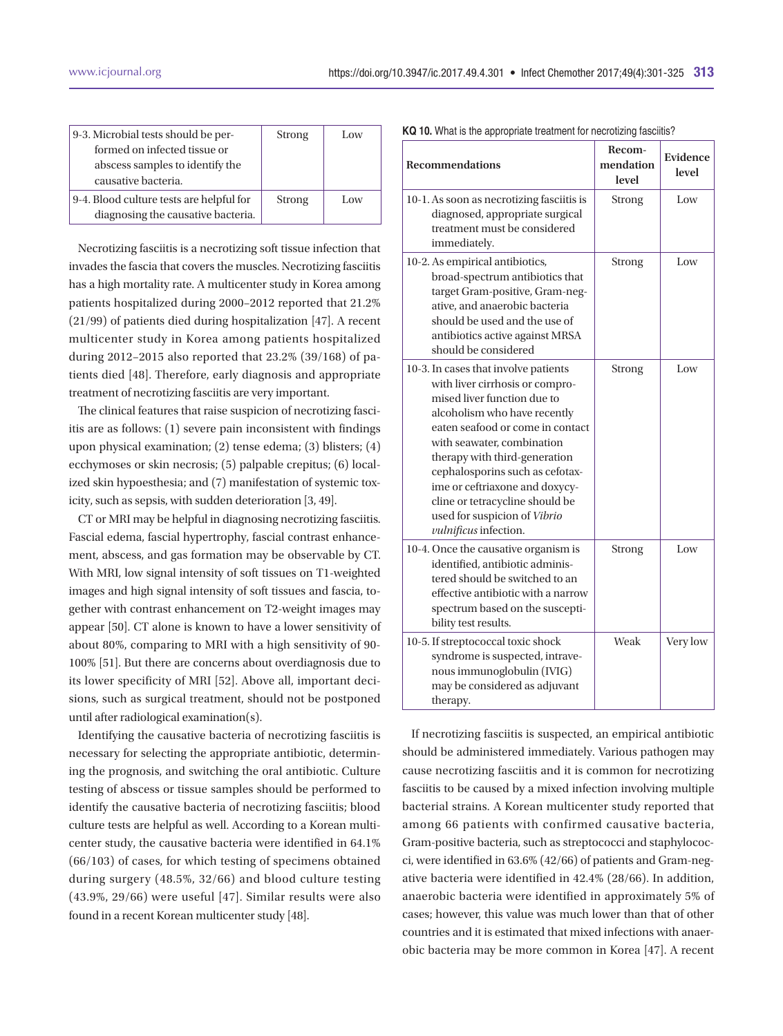| | | |
|---|---|---|
| 9-3. Microbial tests should be performed on infected tissue or abscess samples to identify the causative bacteria. | Strong | Low |
| 9-4. Blood culture tests are helpful for diagnosing the causative bacteria. | Strong | Low |

Necrotizing fasciitis is a necrotizing soft tissue infection that invades the fascia that covers the muscles. Necrotizing fasciitis has a high mortality rate. A multicenter study in Korea among patients hospitalized during 2000–2012 reported that 21.2% (21/99) of patients died during hospitalization [47]. A recent multicenter study in Korea among patients hospitalized during 2012–2015 also reported that 23.2% (39/168) of patients died [48]. Therefore, early diagnosis and appropriate treatment of necrotizing fasciitis are very important.

The clinical features that raise suspicion of necrotizing fasciitis are as follows: (1) severe pain inconsistent with findings upon physical examination; (2) tense edema; (3) blisters; (4) ecchymoses or skin necrosis; (5) palpable crepitus; (6) localized skin hypoesthesia; and (7) manifestation of systemic toxicity, such as sepsis, with sudden deterioration [3, 49].

CT or MRI may be helpful in diagnosing necrotizing fasciitis. Fascial edema, fascial hypertrophy, fascial contrast enhancement, abscess, and gas formation may be observable by CT. With MRI, low signal intensity of soft tissues on T1-weighted images and high signal intensity of soft tissues and fascia, together with contrast enhancement on T2-weight images may appear [50]. CT alone is known to have a lower sensitivity of about 80%, comparing to MRI with a high sensitivity of 90-100% [51]. But there are concerns about overdiagnosis due to its lower specificity of MRI [52]. Above all, important decisions, such as surgical treatment, should not be postponed until after radiological examination(s).

Identifying the causative bacteria of necrotizing fasciitis is necessary for selecting the appropriate antibiotic, determining the prognosis, and switching the oral antibiotic. Culture testing of abscess or tissue samples should be performed to identify the causative bacteria of necrotizing fasciitis; blood culture tests are helpful as well. According to a Korean multicenter study, the causative bacteria were identified in 64.1% (66/103) of cases, for which testing of specimens obtained during surgery (48.5%, 32/66) and blood culture testing (43.9%, 29/66) were useful [47]. Similar results were also found in a recent Korean multicenter study [48].

**KQ 10.** What is the appropriate treatment for necrotizing fasciitis?

| Recommendations | Recommendation level | Evidence level |
|---|---|---|
| 10-1. As soon as necrotizing fasciitis is diagnosed, appropriate surgical treatment must be considered immediately. | Strong | Low |
| 10-2. As empirical antibiotics, broad-spectrum antibiotics that target Gram-positive, Gram-negative, and anaerobic bacteria should be used and the use of antibiotics active against MRSA should be considered | Strong | Low |
| 10-3. In cases that involve patients with liver cirrhosis or compromised liver function due to alcoholism who have recently eaten seafood or come in contact with seawater, combination therapy with third-generation cephalosporins such as cefotaxime or ceftriaxone and doxycycline or tetracycline should be used for suspicion of *Vibrio vulnificus* infection. | Strong | Low |
| 10-4. Once the causative organism is identified, antibiotic administered should be switched to an effective antibiotic with a narrow spectrum based on the susceptibility test results. | Strong | Low |
| 10-5. If streptococcal toxic shock syndrome is suspected, intravenous immunoglobulin (IVIG) may be considered as adjuvant therapy. | Weak | Very low |

If necrotizing fasciitis is suspected, an empirical antibiotic should be administered immediately. Various pathogen may cause necrotizing fasciitis and it is common for necrotizing fasciitis to be caused by a mixed infection involving multiple bacterial strains. A Korean multicenter study reported that among 66 patients with confirmed causative bacteria, Gram-positive bacteria, such as streptococci and staphylococci, were identified in 63.6% (42/66) of patients and Gram-negative bacteria were identified in 42.4% (28/66). In addition, anaerobic bacteria were identified in approximately 5% of cases; however, this value was much lower than that of other countries and it is estimated that mixed infections with anaerobic bacteria may be more common in Korea [47]. A recent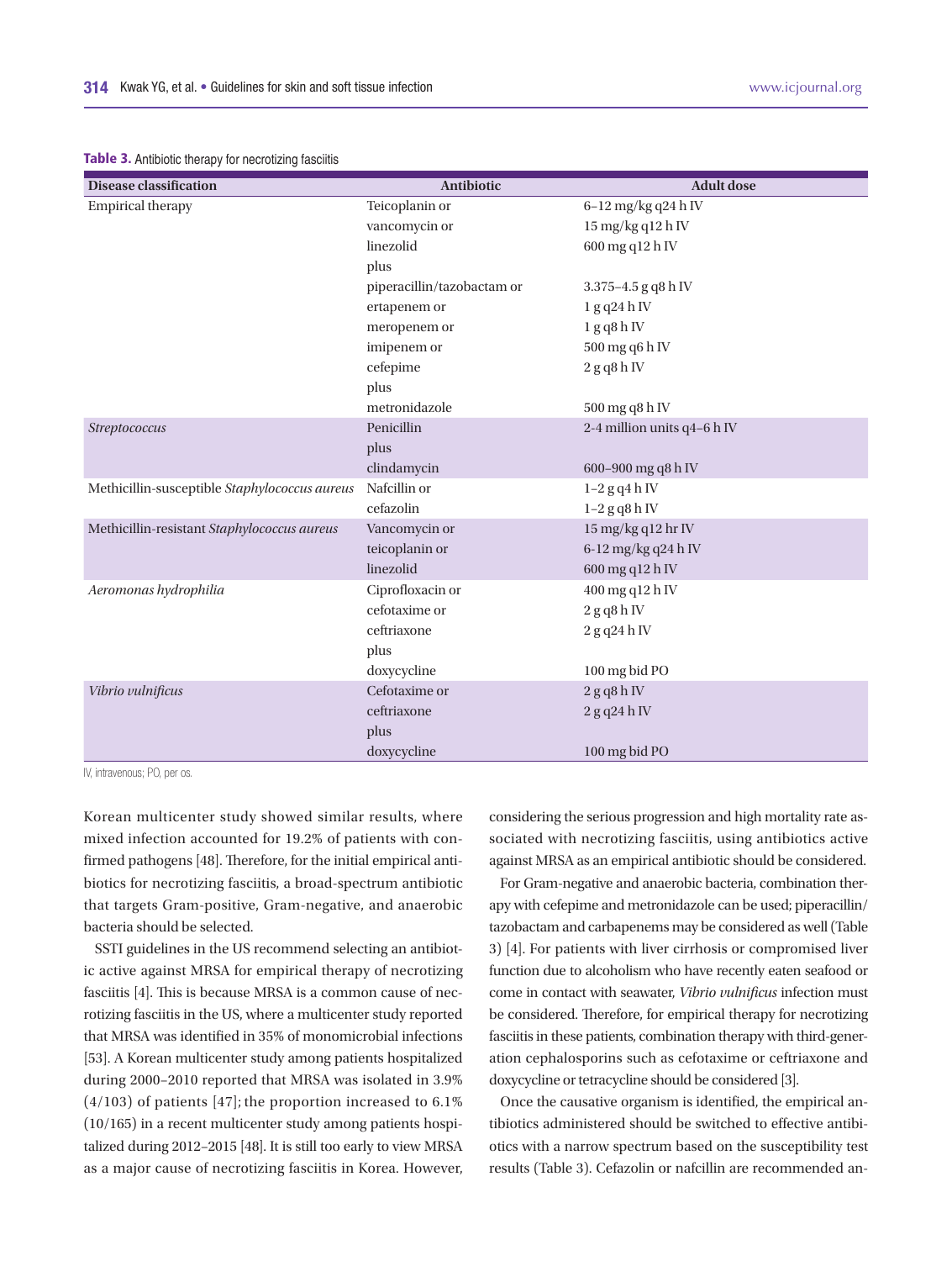**Table 3.** Antibiotic therapy for necrotizing fasciitis

| Disease classification | Antibiotic | Adult dose |
|---|---|---|
| Empirical therapy | Teicoplanin or | 6–12 mg/kg q24 h IV |
| | vancomycin or | 15 mg/kg q12 h IV |
| | linezolid | 600 mg q12 h IV |
| | plus | |
| | piperacillin/tazobactam or | 3.375–4.5 g q8 h IV |
| | ertapenem or | 1 g q24 h IV |
| | meropenem or | 1 g q8 h IV |
| | imipenem or | 500 mg q6 h IV |
| | cefepime | 2 g q8 h IV |
| | plus | |
| | metronidazole | 500 mg q8 h IV |
| *Streptococcus* | Penicillin | 2-4 million units q4–6 h IV |
| | plus | |
| | clindamycin | 600–900 mg q8 h IV |
| Methicillin-susceptible *Staphylococcus aureus* | Nafcillin or | 1–2 g q4 h IV |
| | cefazolin | 1–2 g q8 h IV |
| Methicillin-resistant *Staphylococcus aureus* | Vancomycin or | 15 mg/kg q12 hr IV |
| | teicoplanin or | 6-12 mg/kg q24 h IV |
| | linezolid | 600 mg q12 h IV |
| *Aeromonas hydrophilia* | Ciprofloxacin or | 400 mg q12 h IV |
| | cefotaxime or | 2 g q8 h IV |
| | ceftriaxone | 2 g q24 h IV |
| | plus | |
| | doxycycline | 100 mg bid PO |
| *Vibrio vulnificus* | Cefotaxime or | 2 g q8 h IV |
| | ceftriaxone | 2 g q24 h IV |
| | plus | |
| | doxycycline | 100 mg bid PO |

IV, intravenous; PO, per os.

Korean multicenter study showed similar results, where mixed infection accounted for 19.2% of patients with confirmed pathogens [48]. Therefore, for the initial empirical antibiotics for necrotizing fasciitis, a broad-spectrum antibiotic that targets Gram-positive, Gram-negative, and anaerobic bacteria should be selected.

SSTI guidelines in the US recommend selecting an antibiotic active against MRSA for empirical therapy of necrotizing fasciitis [4]. This is because MRSA is a common cause of necrotizing fasciitis in the US, where a multicenter study reported that MRSA was identified in 35% of monomicrobial infections [53]. A Korean multicenter study among patients hospitalized during 2000–2010 reported that MRSA was isolated in 3.9% (4/103) of patients [47]; the proportion increased to 6.1% (10/165) in a recent multicenter study among patients hospitalized during 2012–2015 [48]. It is still too early to view MRSA as a major cause of necrotizing fasciitis in Korea. However, considering the serious progression and high mortality rate associated with necrotizing fasciitis, using antibiotics active against MRSA as an empirical antibiotic should be considered.

For Gram-negative and anaerobic bacteria, combination therapy with cefepime and metronidazole can be used; piperacillin/tazobactam and carbapenems may be considered as well (Table 3) [4]. For patients with liver cirrhosis or compromised liver function due to alcoholism who have recently eaten seafood or come in contact with seawater, *Vibrio vulnificus* infection must be considered. Therefore, for empirical therapy for necrotizing fasciitis in these patients, combination therapy with third-generation cephalosporins such as cefotaxime or ceftriaxone and doxycycline or tetracycline should be considered [3].

Once the causative organism is identified, the empirical antibiotics administered should be switched to effective antibiotics with a narrow spectrum based on the susceptibility test results (Table 3). Cefazolin or nafcillin are recommended an-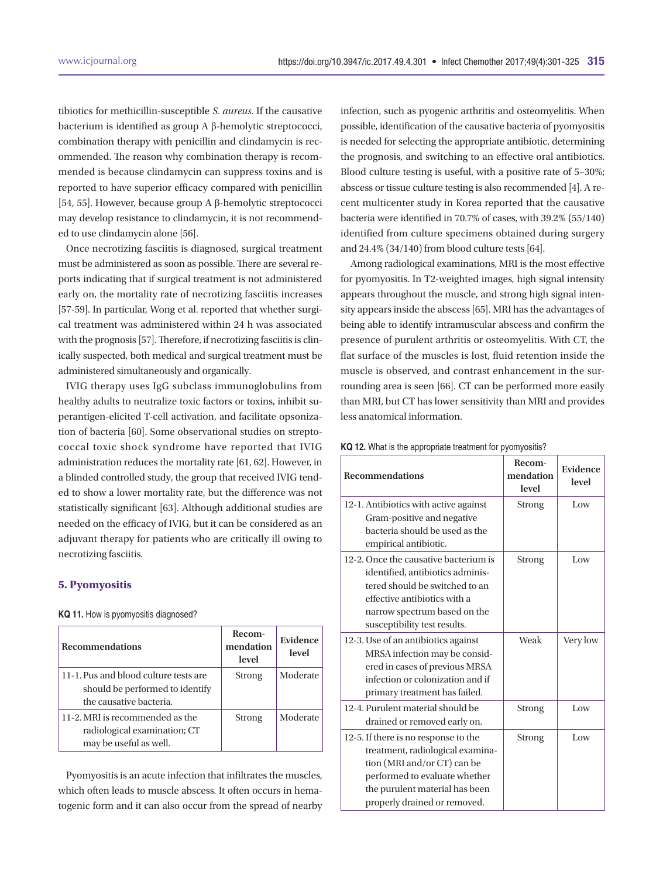tibiotics for methicillin-susceptible *S. aureus*. If the causative bacterium is identified as group A β-hemolytic streptococci, combination therapy with penicillin and clindamycin is recommended. The reason why combination therapy is recommended is because clindamycin can suppress toxins and is reported to have superior efficacy compared with penicillin [54, 55]. However, because group A β-hemolytic streptococci may develop resistance to clindamycin, it is not recommended to use clindamycin alone [56].

Once necrotizing fasciitis is diagnosed, surgical treatment must be administered as soon as possible. There are several reports indicating that if surgical treatment is not administered early on, the mortality rate of necrotizing fasciitis increases [57-59]. In particular, Wong et al. reported that whether surgical treatment was administered within 24 h was associated with the prognosis [57]. Therefore, if necrotizing fasciitis is clinically suspected, both medical and surgical treatment must be administered simultaneously and organically.

IVIG therapy uses IgG subclass immunoglobulins from healthy adults to neutralize toxic factors or toxins, inhibit superantigen-elicited T-cell activation, and facilitate opsonization of bacteria [60]. Some observational studies on streptococcal toxic shock syndrome have reported that IVIG administration reduces the mortality rate [61, 62]. However, in a blinded controlled study, the group that received IVIG tended to show a lower mortality rate, but the difference was not statistically significant [63]. Although additional studies are needed on the efficacy of IVIG, but it can be considered as an adjuvant therapy for patients who are critically ill owing to necrotizing fasciitis.

## 5. Pyomyositis

**KQ 11.** How is pyomyositis diagnosed?

| Recommendations | Recommendation level | Evidence level |
|---|---|---|
| 11-1. Pus and blood culture tests are should be performed to identify the causative bacteria. | Strong | Moderate |
| 11-2. MRI is recommended as the radiological examination; CT may be useful as well. | Strong | Moderate |

Pyomyositis is an acute infection that infiltrates the muscles, which often leads to muscle abscess. It often occurs in hematogenic form and it can also occur from the spread of nearby infection, such as pyogenic arthritis and osteomyelitis. When possible, identification of the causative bacteria of pyomyositis is needed for selecting the appropriate antibiotic, determining the prognosis, and switching to an effective oral antibiotics. Blood culture testing is useful, with a positive rate of 5–30%; abscess or tissue culture testing is also recommended [4]. A recent multicenter study in Korea reported that the causative bacteria were identified in 70.7% of cases, with 39.2% (55/140) identified from culture specimens obtained during surgery and 24.4% (34/140) from blood culture tests [64].

Among radiological examinations, MRI is the most effective for pyomyositis. In T2-weighted images, high signal intensity appears throughout the muscle, and strong high signal intensity appears inside the abscess [65]. MRI has the advantages of being able to identify intramuscular abscess and confirm the presence of purulent arthritis or osteomyelitis. With CT, the flat surface of the muscles is lost, fluid retention inside the muscle is observed, and contrast enhancement in the surrounding area is seen [66]. CT can be performed more easily than MRI, but CT has lower sensitivity than MRI and provides less anatomical information.

**KQ 12.** What is the appropriate treatment for pyomyositis?

| Recommendations | Recommendation level | Evidence level |
|---|---|---|
| 12-1. Antibiotics with active against Gram-positive and negative bacteria should be used as the empirical antibiotic. | Strong | Low |
| 12-2. Once the causative bacterium is identified, antibiotics administered should be switched to an effective antibiotics with a narrow spectrum based on the susceptibility test results. | Strong | Low |
| 12-3. Use of an antibiotics against MRSA infection may be considered in cases of previous MRSA infection or colonization and if primary treatment has failed. | Weak | Very low |
| 12-4. Purulent material should be drained or removed early on. | Strong | Low |
| 12-5. If there is no response to the treatment, radiological examination (MRI and/or CT) can be performed to evaluate whether the purulent material has been properly drained or removed. | Strong | Low |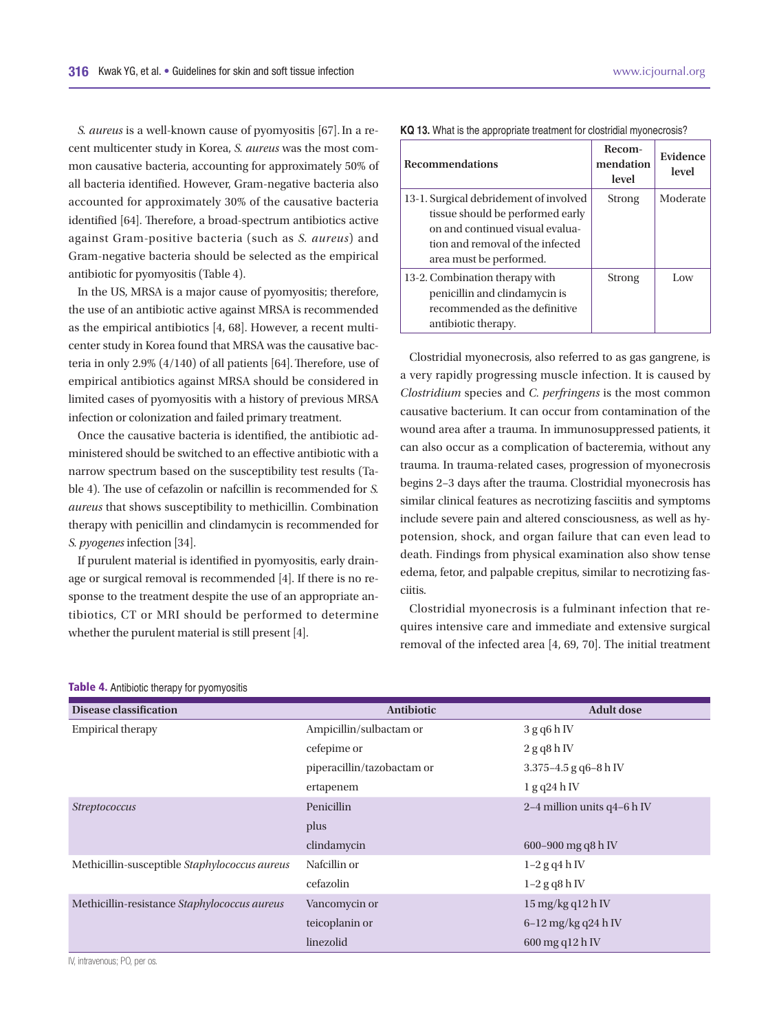*S. aureus* is a well-known cause of pyomyositis [67]. In a recent multicenter study in Korea, *S. aureus* was the most common causative bacteria, accounting for approximately 50% of all bacteria identified. However, Gram-negative bacteria also accounted for approximately 30% of the causative bacteria identified [64]. Therefore, a broad-spectrum antibiotics active against Gram-positive bacteria (such as *S. aureus*) and Gram-negative bacteria should be selected as the empirical antibiotic for pyomyositis (Table 4).

In the US, MRSA is a major cause of pyomyositis; therefore, the use of an antibiotic active against MRSA is recommended as the empirical antibiotics [4, 68]. However, a recent multicenter study in Korea found that MRSA was the causative bacteria in only 2.9% (4/140) of all patients [64]. Therefore, use of empirical antibiotics against MRSA should be considered in limited cases of pyomyositis with a history of previous MRSA infection or colonization and failed primary treatment.

Once the causative bacteria is identified, the antibiotic administered should be switched to an effective antibiotic with a narrow spectrum based on the susceptibility test results (Table 4). The use of cefazolin or nafcillin is recommended for *S. aureus* that shows susceptibility to methicillin. Combination therapy with penicillin and clindamycin is recommended for *S. pyogenes* infection [34].

If purulent material is identified in pyomyositis, early drainage or surgical removal is recommended [4]. If there is no response to the treatment despite the use of an appropriate antibiotics, CT or MRI should be performed to determine whether the purulent material is still present [4].

**KQ 13.** What is the appropriate treatment for clostridial myonecrosis?

| Recommendations | Recommendation level | Evidence level |
|---|---|---|
| 13-1. Surgical debridement of involved tissue should be performed early on and continued visual evaluation and removal of the infected area must be performed. | Strong | Moderate |
| 13-2. Combination therapy with penicillin and clindamycin is recommended as the definitive antibiotic therapy. | Strong | Low |

Clostridial myonecrosis, also referred to as gas gangrene, is a very rapidly progressing muscle infection. It is caused by *Clostridium* species and *C. perfringens* is the most common causative bacterium. It can occur from contamination of the wound area after a trauma. In immunosuppressed patients, it can also occur as a complication of bacteremia, without any trauma. In trauma-related cases, progression of myonecrosis begins 2–3 days after the trauma. Clostridial myonecrosis has similar clinical features as necrotizing fasciitis and symptoms include severe pain and altered consciousness, as well as hypotension, shock, and organ failure that can even lead to death. Findings from physical examination also show tense edema, fetor, and palpable crepitus, similar to necrotizing fasciitis.

Clostridial myonecrosis is a fulminant infection that requires intensive care and immediate and extensive surgical removal of the infected area [4, 69, 70]. The initial treatment

**Table 4.** Antibiotic therapy for pyomyositis

| Disease classification | Antibiotic | Adult dose |
|---|---|---|
| Empirical therapy | Ampicillin/sulbactam or | 3 g q6 h IV |
| | cefepime or | 2 g q8 h IV |
| | piperacillin/tazobactam or | 3.375–4.5 g q6–8 h IV |
| | ertapenem | 1 g q24 h IV |
| *Streptococcus* | Penicillin | 2–4 million units q4–6 h IV |
| | plus | |
| | clindamycin | 600–900 mg q8 h IV |
| Methicillin-susceptible *Staphylococcus aureus* | Nafcillin or | 1–2 g q4 h IV |
| | cefazolin | 1–2 g q8 h IV |
| Methicillin-resistance *Staphylococcus aureus* | Vancomycin or | 15 mg/kg q12 h IV |
| | teicoplanin or | 6–12 mg/kg q24 h IV |
| | linezolid | 600 mg q12 h IV |

IV, intravenous; PO, per os.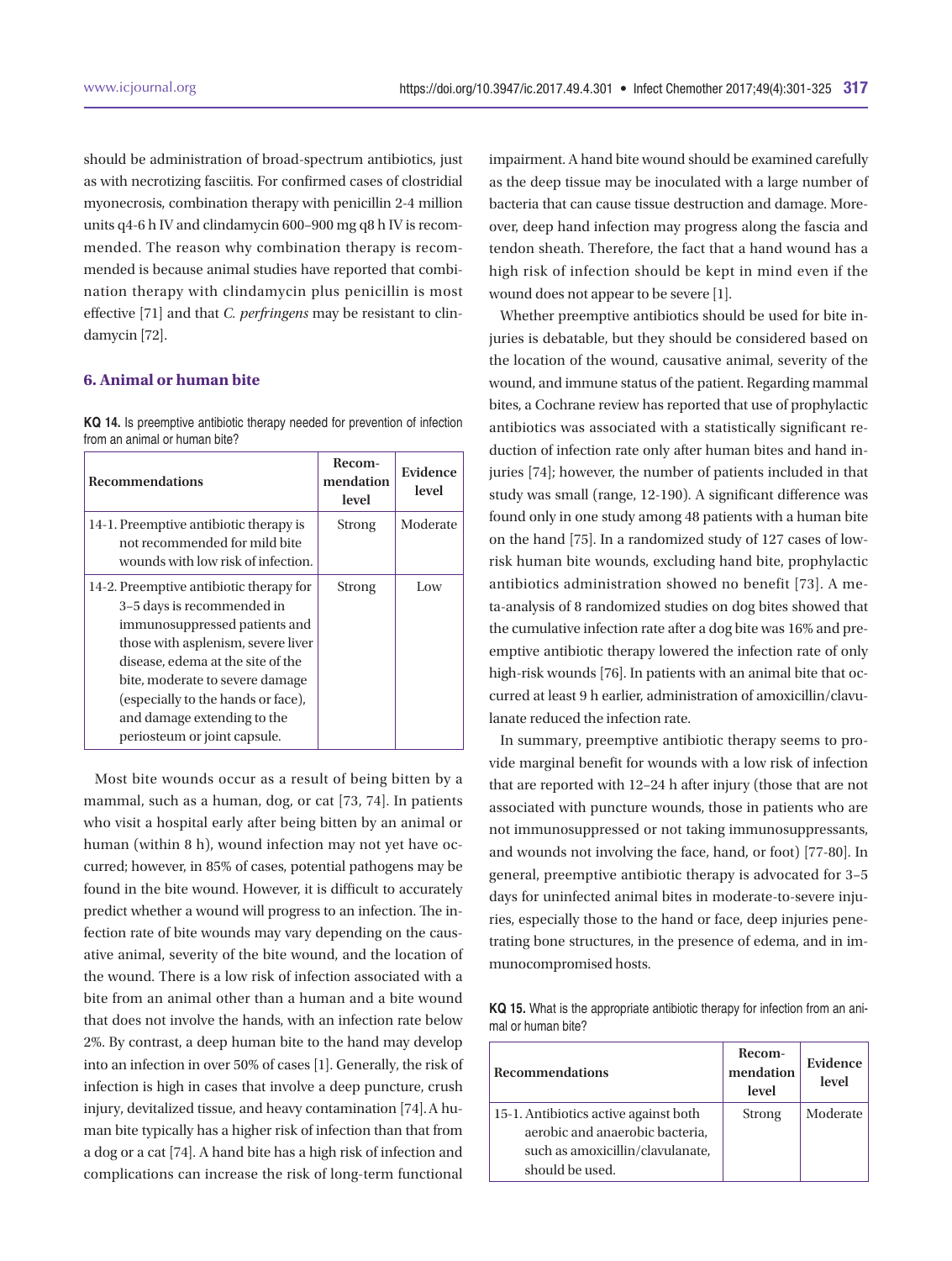should be administration of broad-spectrum antibiotics, just as with necrotizing fasciitis. For confirmed cases of clostridial myonecrosis, combination therapy with penicillin 2-4 million units q4-6 h IV and clindamycin 600–900 mg q8 h IV is recommended. The reason why combination therapy is recommended is because animal studies have reported that combination therapy with clindamycin plus penicillin is most effective [71] and that *C. perfringens* may be resistant to clindamycin [72].

### 6. Animal or human bite

**KQ 14.** Is preemptive antibiotic therapy needed for prevention of infection from an animal or human bite?

| Recommendations | Recommendation level | Evidence level |
| --- | --- | --- |
| 14-1. Preemptive antibiotic therapy is not recommended for mild bite wounds with low risk of infection. | Strong | Moderate |
| 14-2. Preemptive antibiotic therapy for 3–5 days is recommended in immunosuppressed patients and those with asplenism, severe liver disease, edema at the site of the bite, moderate to severe damage (especially to the hands or face), and damage extending to the periosteum or joint capsule. | Strong | Low |

Most bite wounds occur as a result of being bitten by a mammal, such as a human, dog, or cat [73, 74]. In patients who visit a hospital early after being bitten by an animal or human (within 8 h), wound infection may not yet have occurred; however, in 85% of cases, potential pathogens may be found in the bite wound. However, it is difficult to accurately predict whether a wound will progress to an infection. The infection rate of bite wounds may vary depending on the causative animal, severity of the bite wound, and the location of the wound. There is a low risk of infection associated with a bite from an animal other than a human and a bite wound that does not involve the hands, with an infection rate below 2%. By contrast, a deep human bite to the hand may develop into an infection in over 50% of cases [1]. Generally, the risk of infection is high in cases that involve a deep puncture, crush injury, devitalized tissue, and heavy contamination [74]. A human bite typically has a higher risk of infection than that from a dog or a cat [74]. A hand bite has a high risk of infection and complications can increase the risk of long-term functional impairment. A hand bite wound should be examined carefully as the deep tissue may be inoculated with a large number of bacteria that can cause tissue destruction and damage. Moreover, deep hand infection may progress along the fascia and tendon sheath. Therefore, the fact that a hand wound has a high risk of infection should be kept in mind even if the wound does not appear to be severe [1].

Whether preemptive antibiotics should be used for bite injuries is debatable, but they should be considered based on the location of the wound, causative animal, severity of the wound, and immune status of the patient. Regarding mammal bites, a Cochrane review has reported that use of prophylactic antibiotics was associated with a statistically significant reduction of infection rate only after human bites and hand injuries [74]; however, the number of patients included in that study was small (range, 12-190). A significant difference was found only in one study among 48 patients with a human bite on the hand [75]. In a randomized study of 127 cases of low-risk human bite wounds, excluding hand bite, prophylactic antibiotics administration showed no benefit [73]. A meta-analysis of 8 randomized studies on dog bites showed that the cumulative infection rate after a dog bite was 16% and preemptive antibiotic therapy lowered the infection rate of only high-risk wounds [76]. In patients with an animal bite that occurred at least 9 h earlier, administration of amoxicillin/clavulanate reduced the infection rate.

In summary, preemptive antibiotic therapy seems to provide marginal benefit for wounds with a low risk of infection that are reported with 12–24 h after injury (those that are not associated with puncture wounds, those in patients who are not immunosuppressed or not taking immunosuppressants, and wounds not involving the face, hand, or foot) [77-80]. In general, preemptive antibiotic therapy is advocated for 3–5 days for uninfected animal bites in moderate-to-severe injuries, especially those to the hand or face, deep injuries penetrating bone structures, in the presence of edema, and in immunocompromised hosts.

**KQ 15.** What is the appropriate antibiotic therapy for infection from an animal or human bite?

| Recommendations | Recommendation level | Evidence level |
| --- | --- | --- |
| 15-1. Antibiotics active against both aerobic and anaerobic bacteria, such as amoxicillin/clavulanate, should be used. | Strong | Moderate |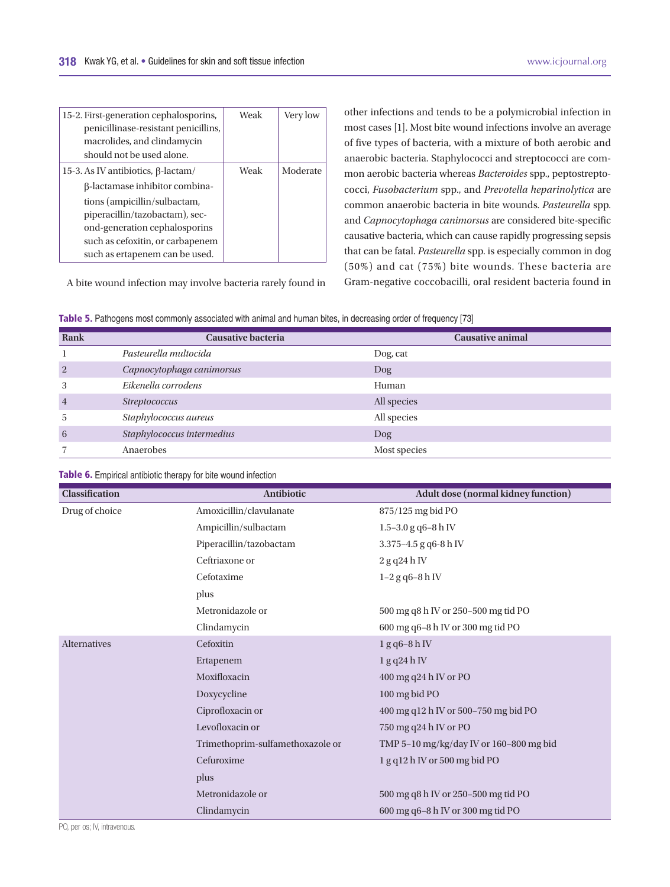| | | |
|---|---|---|
| 15-2. First-generation cephalosporins, penicillinase-resistant penicillins, macrolides, and clindamycin should not be used alone. | Weak | Very low |
| 15-3. As IV antibiotics, β-lactam/β-lactamase inhibitor combinations (ampicillin/sulbactam, piperacillin/tazobactam), second-generation cephalosporins such as cefoxitin, or carbapenem such as ertapenem can be used. | Weak | Moderate |

A bite wound infection may involve bacteria rarely found in other infections and tends to be a polymicrobial infection in most cases [1]. Most bite wound infections involve an average of five types of bacteria, with a mixture of both aerobic and anaerobic bacteria. Staphylococci and streptococci are common aerobic bacteria whereas *Bacteroides* spp., peptostreptococci, *Fusobacterium* spp., and *Prevotella heparinolytica* are common anaerobic bacteria in bite wounds. *Pasteurella* spp. and *Capnocytophaga canimorsus* are considered bite-specific causative bacteria, which can cause rapidly progressing sepsis that can be fatal. *Pasteurella* spp. is especially common in dog (50%) and cat (75%) bite wounds. These bacteria are Gram-negative coccobacilli, oral resident bacteria found in

**Table 5.** Pathogens most commonly associated with animal and human bites, in decreasing order of frequency [73]

| Rank | Causative bacteria | Causative animal |
|---|---|---|
| 1 | *Pasteurella multocida* | Dog, cat |
| 2 | *Capnocytophaga canimorsus* | Dog |
| 3 | *Eikenella corrodens* | Human |
| 4 | *Streptococcus* | All species |
| 5 | *Staphylococcus aureus* | All species |
| 6 | *Staphylococcus intermedius* | Dog |
| 7 | Anaerobes | Most species |

**Table 6.** Empirical antibiotic therapy for bite wound infection

| Classification | Antibiotic | Adult dose (normal kidney function) |
|---|---|---|
| Drug of choice | Amoxicillin/clavulanate | 875/125 mg bid PO |
| | Ampicillin/sulbactam | 1.5–3.0 g q6–8 h IV |
| | Piperacillin/tazobactam | 3.375–4.5 g q6-8 h IV |
| | Ceftriaxone or | 2 g q24 h IV |
| | Cefotaxime | 1–2 g q6–8 h IV |
| | plus | |
| | Metronidazole or | 500 mg q8 h IV or 250–500 mg tid PO |
| | Clindamycin | 600 mg q6–8 h IV or 300 mg tid PO |
| Alternatives | Cefoxitin | 1 g q6–8 h IV |
| | Ertapenem | 1 g q24 h IV |
| | Moxifloxacin | 400 mg q24 h IV or PO |
| | Doxycycline | 100 mg bid PO |
| | Ciprofloxacin or | 400 mg q12 h IV or 500–750 mg bid PO |
| | Levofloxacin or | 750 mg q24 h IV or PO |
| | Trimethoprim-sulfamethoxazole or | TMP 5–10 mg/kg/day IV or 160–800 mg bid |
| | Cefuroxime | 1 g q12 h IV or 500 mg bid PO |
| | plus | |
| | Metronidazole or | 500 mg q8 h IV or 250–500 mg tid PO |
| | Clindamycin | 600 mg q6–8 h IV or 300 mg tid PO |

PO, per os; IV, intravenous.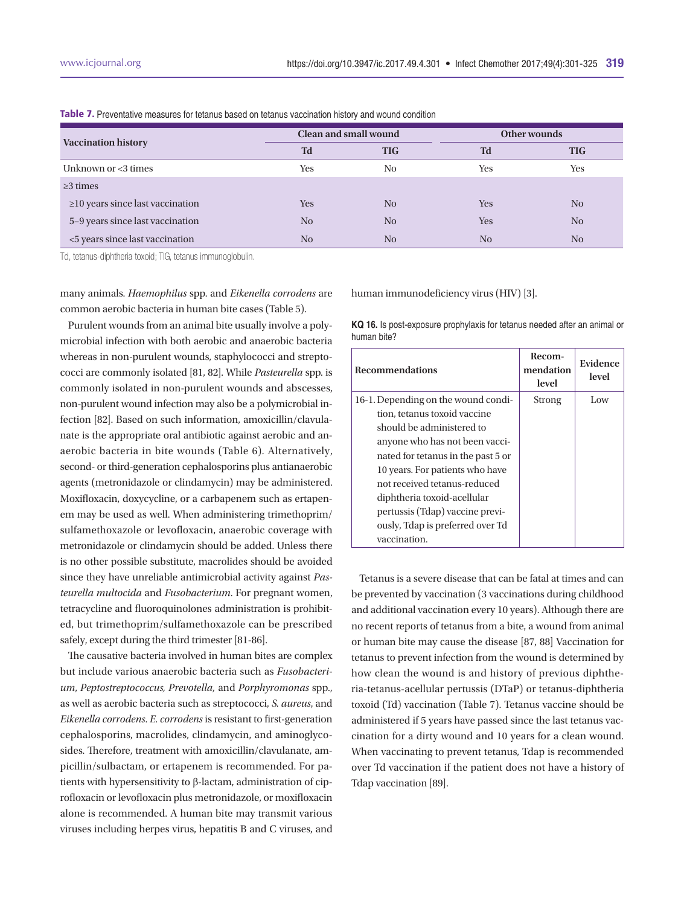**Table 7.** Preventative measures for tetanus based on tetanus vaccination history and wound condition

| Vaccination history | Clean and small wound | | Other wounds | |
|---|---|---|---|---|
| | Td | TIG | Td | TIG |
| Unknown or <3 times | Yes | No | Yes | Yes |
| ≥3 times | | | | |
| ≥10 years since last vaccination | Yes | No | Yes | No |
| 5–9 years since last vaccination | No | No | Yes | No |
| <5 years since last vaccination | No | No | No | No |

Td, tetanus-diphtheria toxoid; TIG, tetanus immunoglobulin.

many animals. *Haemophilus* spp. and *Eikenella corrodens* are common aerobic bacteria in human bite cases (Table 5).

Purulent wounds from an animal bite usually involve a polymicrobial infection with both aerobic and anaerobic bacteria whereas in non-purulent wounds, staphylococci and streptococci are commonly isolated [81, 82]. While *Pasteurella* spp. is commonly isolated in non-purulent wounds and abscesses, non-purulent wound infection may also be a polymicrobial infection [82]. Based on such information, amoxicillin/clavulanate is the appropriate oral antibiotic against aerobic and anaerobic bacteria in bite wounds (Table 6). Alternatively, second- or third-generation cephalosporins plus antianaerobic agents (metronidazole or clindamycin) may be administered. Moxifloxacin, doxycycline, or a carbapenem such as ertapenem may be used as well. When administering trimethoprim/sulfamethoxazole or levofloxacin, anaerobic coverage with metronidazole or clindamycin should be added. Unless there is no other possible substitute, macrolides should be avoided since they have unreliable antimicrobial activity against *Pasteurella multocida* and *Fusobacterium*. For pregnant women, tetracycline and fluoroquinolones administration is prohibited, but trimethoprim/sulfamethoxazole can be prescribed safely, except during the third trimester [81-86].

The causative bacteria involved in human bites are complex but include various anaerobic bacteria such as *Fusobacterium*, *Peptostreptococcus, Prevotella,* and *Porphyromonas* spp., as well as aerobic bacteria such as streptococci, *S. aureus*, and *Eikenella corrodens*. *E. corrodens* is resistant to first-generation cephalosporins, macrolides, clindamycin, and aminoglycosides. Therefore, treatment with amoxicillin/clavulanate, ampicillin/sulbactam, or ertapenem is recommended. For patients with hypersensitivity to β-lactam, administration of ciprofloxacin or levofloxacin plus metronidazole, or moxifloxacin alone is recommended. A human bite may transmit various viruses including herpes virus, hepatitis B and C viruses, and human immunodeficiency virus (HIV) [3].

**KQ 16.** Is post-exposure prophylaxis for tetanus needed after an animal or human bite?

| Recommendations | Recommendation level | Evidence level |
|---|---|---|
| 16-1. Depending on the wound condition, tetanus toxoid vaccine should be administered to anyone who has not been vaccinated for tetanus in the past 5 or 10 years. For patients who have not received tetanus-reduced diphtheria toxoid-acellular pertussis (Tdap) vaccine previously, Tdap is preferred over Td vaccination. | Strong | Low |

Tetanus is a severe disease that can be fatal at times and can be prevented by vaccination (3 vaccinations during childhood and additional vaccination every 10 years). Although there are no recent reports of tetanus from a bite, a wound from animal or human bite may cause the disease [87, 88] Vaccination for tetanus to prevent infection from the wound is determined by how clean the wound is and history of previous diphtheria-tetanus-acellular pertussis (DTaP) or tetanus-diphtheria toxoid (Td) vaccination (Table 7). Tetanus vaccine should be administered if 5 years have passed since the last tetanus vaccination for a dirty wound and 10 years for a clean wound. When vaccinating to prevent tetanus, Tdap is recommended over Td vaccination if the patient does not have a history of Tdap vaccination [89].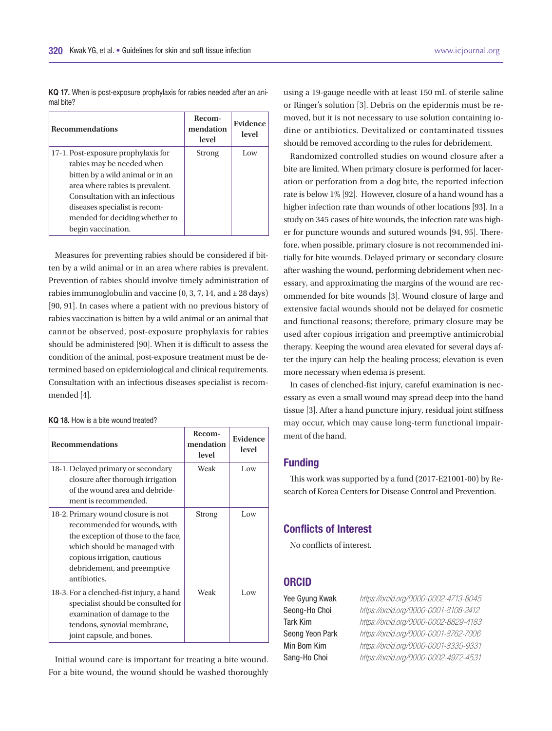**KQ 17.** When is post-exposure prophylaxis for rabies needed after an animal bite?

| Recommendations | Recommendation level | Evidence level |
|---|---|---|
| 17-1. Post-exposure prophylaxis for rabies may be needed when bitten by a wild animal or in an area where rabies is prevalent. Consultation with an infectious diseases specialist is recommended for deciding whether to begin vaccination. | Strong | Low |

Measures for preventing rabies should be considered if bitten by a wild animal or in an area where rabies is prevalent. Prevention of rabies should involve timely administration of rabies immunoglobulin and vaccine (0, 3, 7, 14, and ± 28 days) [90, 91]. In cases where a patient with no previous history of rabies vaccination is bitten by a wild animal or an animal that cannot be observed, post-exposure prophylaxis for rabies should be administered [90]. When it is difficult to assess the condition of the animal, post-exposure treatment must be determined based on epidemiological and clinical requirements. Consultation with an infectious diseases specialist is recommended [4].

**KQ 18.** How is a bite wound treated?

| Recommendations | Recommendation level | Evidence level |
|---|---|---|
| 18-1. Delayed primary or secondary closure after thorough irrigation of the wound area and debridement is recommended. | Weak | Low |
| 18-2. Primary wound closure is not recommended for wounds, with the exception of those to the face, which should be managed with copious irrigation, cautious debridement, and preemptive antibiotics. | Strong | Low |
| 18-3. For a clenched-fist injury, a hand specialist should be consulted for examination of damage to the tendons, synovial membrane, joint capsule, and bones. | Weak | Low |

Initial wound care is important for treating a bite wound. For a bite wound, the wound should be washed thoroughly using a 19-gauge needle with at least 150 mL of sterile saline or Ringer's solution [3]. Debris on the epidermis must be removed, but it is not necessary to use solution containing iodine or antibiotics. Devitalized or contaminated tissues should be removed according to the rules for debridement.

Randomized controlled studies on wound closure after a bite are limited. When primary closure is performed for laceration or perforation from a dog bite, the reported infection rate is below 1% [92]. However, closure of a hand wound has a higher infection rate than wounds of other locations [93]. In a study on 345 cases of bite wounds, the infection rate was higher for puncture wounds and sutured wounds [94, 95]. Therefore, when possible, primary closure is not recommended initially for bite wounds. Delayed primary or secondary closure after washing the wound, performing debridement when necessary, and approximating the margins of the wound are recommended for bite wounds [3]. Wound closure of large and extensive facial wounds should not be delayed for cosmetic and functional reasons; therefore, primary closure may be used after copious irrigation and preemptive antimicrobial therapy. Keeping the wound area elevated for several days after the injury can help the healing process; elevation is even more necessary when edema is present.

In cases of clenched-fist injury, careful examination is necessary as even a small wound may spread deep into the hand tissue [3]. After a hand puncture injury, residual joint stiffness may occur, which may cause long-term functional impairment of the hand.

## Funding

This work was supported by a fund (2017-E21001-00) by Research of Korea Centers for Disease Control and Prevention.

## Conflicts of Interest

No conflicts of interest.

## ORCID

| | |
|---|---|
| Yee Gyung Kwak | *https://orcid.org/0000-0002-4713-8045* |
| Seong-Ho Choi | *https://orcid.org/0000-0001-8108-2412* |
| Tark Kim | *https://orcid.org/0000-0002-8829-4183* |
| Seong Yeon Park | *https://orcid.org/0000-0001-8762-7006* |
| Min Bom Kim | *https://orcid.org/0000-0001-8335-9331* |
| Sang-Ho Choi | *https://orcid.org/0000-0002-4972-4531* |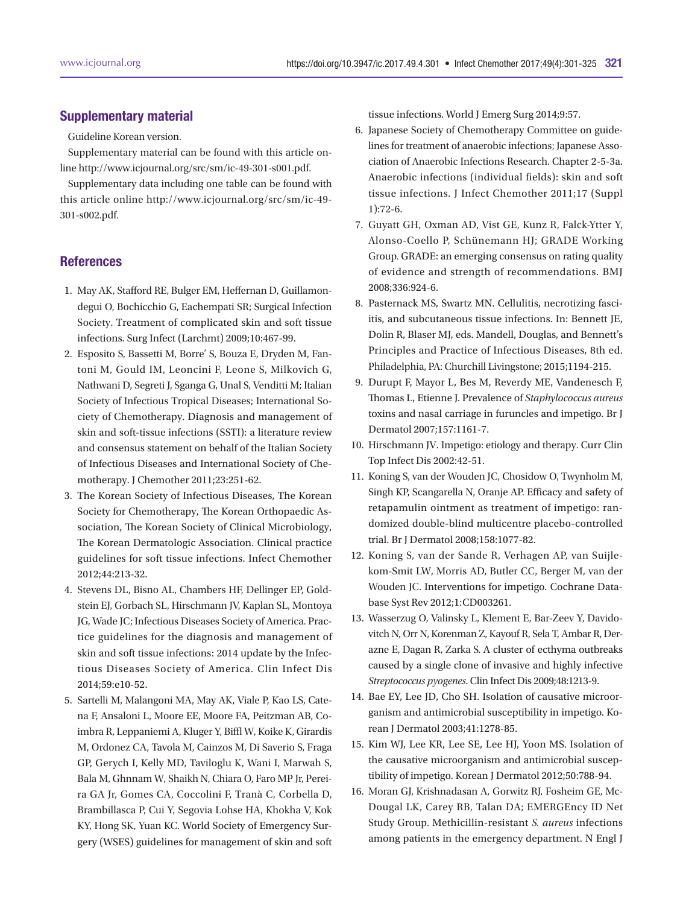## Supplementary material

Guideline Korean version.

Supplementary material can be found with this article online http://www.icjournal.org/src/sm/ic-49-301-s001.pdf.

Supplementary data including one table can be found with this article online http://www.icjournal.org/src/sm/ic-49-301-s002.pdf.

## References

1. May AK, Stafford RE, Bulger EM, Heffernan D, Guillamondegui O, Bochicchio G, Eachempati SR; Surgical Infection Society. Treatment of complicated skin and soft tissue infections. Surg Infect (Larchmt) 2009;10:467-99.
2. Esposito S, Bassetti M, Borre' S, Bouza E, Dryden M, Fantoni M, Gould IM, Leoncini F, Leone S, Milkovich G, Nathwani D, Segreti J, Sganga G, Unal S, Venditti M; Italian Society of Infectious Tropical Diseases; International Society of Chemotherapy. Diagnosis and management of skin and soft-tissue infections (SSTI): a literature review and consensus statement on behalf of the Italian Society of Infectious Diseases and International Society of Chemotherapy. J Chemother 2011;23:251-62.
3. The Korean Society of Infectious Diseases, The Korean Society for Chemotherapy, The Korean Orthopaedic Association, The Korean Society of Clinical Microbiology, The Korean Dermatologic Association. Clinical practice guidelines for soft tissue infections. Infect Chemother 2012;44:213-32.
4. Stevens DL, Bisno AL, Chambers HF, Dellinger EP, Goldstein EJ, Gorbach SL, Hirschmann JV, Kaplan SL, Montoya JG, Wade JC; Infectious Diseases Society of America. Practice guidelines for the diagnosis and management of skin and soft tissue infections: 2014 update by the Infectious Diseases Society of America. Clin Infect Dis 2014;59:e10-52.
5. Sartelli M, Malangoni MA, May AK, Viale P, Kao LS, Catena F, Ansaloni L, Moore EE, Moore FA, Peitzman AB, Coimbra R, Leppaniemi A, Kluger Y, Biffl W, Koike K, Girardis M, Ordonez CA, Tavola M, Cainzos M, Di Saverio S, Fraga GP, Gerych I, Kelly MD, Taviloglu K, Wani I, Marwah S, Bala M, Ghnnam W, Shaikh N, Chiara O, Faro MP Jr, Pereira GA Jr, Gomes CA, Coccolini F, Tranà C, Corbella D, Brambillasca P, Cui Y, Segovia Lohse HA, Khokha V, Kok KY, Hong SK, Yuan KC. World Society of Emergency Surgery (WSES) guidelines for management of skin and soft tissue infections. World J Emerg Surg 2014;9:57.
6. Japanese Society of Chemotherapy Committee on guidelines for treatment of anaerobic infections; Japanese Association of Anaerobic Infections Research. Chapter 2-5-3a. Anaerobic infections (individual fields): skin and soft tissue infections. J Infect Chemother 2011;17 (Suppl 1):72-6.
7. Guyatt GH, Oxman AD, Vist GE, Kunz R, Falck-Ytter Y, Alonso-Coello P, Schünemann HJ; GRADE Working Group. GRADE: an emerging consensus on rating quality of evidence and strength of recommendations. BMJ 2008;336:924-6.
8. Pasternack MS, Swartz MN. Cellulitis, necrotizing fasciitis, and subcutaneous tissue infections. In: Bennett JE, Dolin R, Blaser MJ, eds. Mandell, Douglas, and Bennett's Principles and Practice of Infectious Diseases, 8th ed. Philadelphia, PA: Churchill Livingstone; 2015;1194-215.
9. Durupt F, Mayor L, Bes M, Reverdy ME, Vandenesch F, Thomas L, Etienne J. Prevalence of *Staphylococcus aureus* toxins and nasal carriage in furuncles and impetigo. Br J Dermatol 2007;157:1161-7.
10. Hirschmann JV. Impetigo: etiology and therapy. Curr Clin Top Infect Dis 2002:42-51.
11. Koning S, van der Wouden JC, Chosidow O, Twynholm M, Singh KP, Scangarella N, Oranje AP. Efficacy and safety of retapamulin ointment as treatment of impetigo: randomized double-blind multicentre placebo-controlled trial. Br J Dermatol 2008;158:1077-82.
12. Koning S, van der Sande R, Verhagen AP, van Suijlekom-Smit LW, Morris AD, Butler CC, Berger M, van der Wouden JC. Interventions for impetigo. Cochrane Database Syst Rev 2012;1:CD003261.
13. Wasserzug O, Valinsky L, Klement E, Bar-Zeev Y, Davidovitch N, Orr N, Korenman Z, Kayouf R, Sela T, Ambar R, Derazne E, Dagan R, Zarka S. A cluster of ecthyma outbreaks caused by a single clone of invasive and highly infective *Streptococcus pyogenes*. Clin Infect Dis 2009;48:1213-9.
14. Bae EY, Lee JD, Cho SH. Isolation of causative microorganism and antimicrobial susceptibility in impetigo. Korean J Dermatol 2003;41:1278-85.
15. Kim WJ, Lee KR, Lee SE, Lee HJ, Yoon MS. Isolation of the causative microorganism and antimicrobial susceptibility of impetigo. Korean J Dermatol 2012;50:788-94.
16. Moran GJ, Krishnadasan A, Gorwitz RJ, Fosheim GE, McDougal LK, Carey RB, Talan DA; EMERGEncy ID Net Study Group. Methicillin-resistant *S. aureus* infections among patients in the emergency department. N Engl J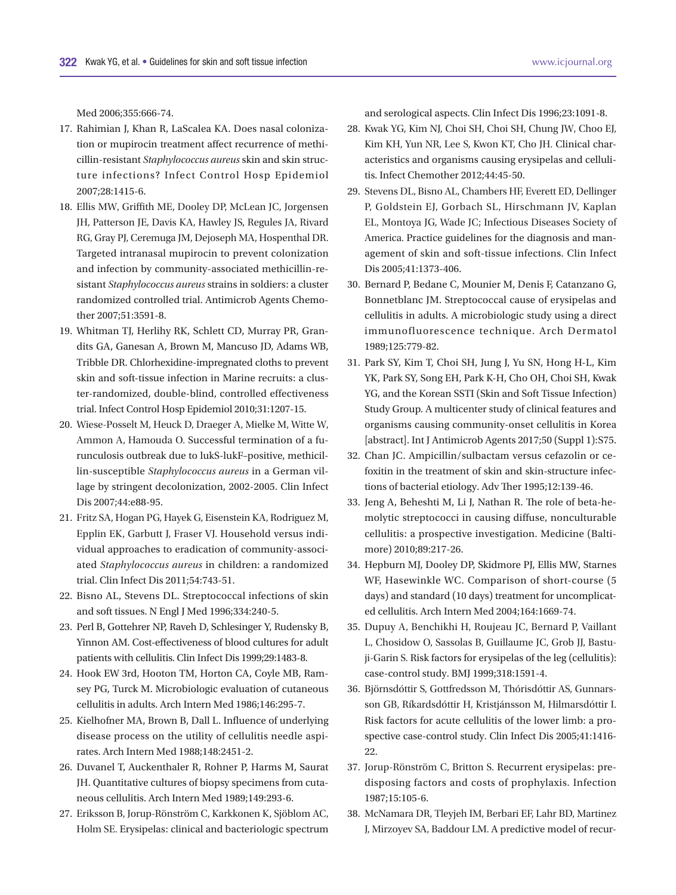Med 2006;355:666-74.

17. Rahimian J, Khan R, LaScalea KA. Does nasal colonization or mupirocin treatment affect recurrence of methicillin-resistant *Staphylococcus aureus* skin and skin structure infections? Infect Control Hosp Epidemiol 2007;28:1415-6.
18. Ellis MW, Griffith ME, Dooley DP, McLean JC, Jorgensen JH, Patterson JE, Davis KA, Hawley JS, Regules JA, Rivard RG, Gray PJ, Ceremuga JM, Dejoseph MA, Hospenthal DR. Targeted intranasal mupirocin to prevent colonization and infection by community-associated methicillin-resistant *Staphylococcus aureus* strains in soldiers: a cluster randomized controlled trial. Antimicrob Agents Chemother 2007;51:3591-8.
19. Whitman TJ, Herlihy RK, Schlett CD, Murray PR, Grandits GA, Ganesan A, Brown M, Mancuso JD, Adams WB, Tribble DR. Chlorhexidine-impregnated cloths to prevent skin and soft-tissue infection in Marine recruits: a cluster-randomized, double-blind, controlled effectiveness trial. Infect Control Hosp Epidemiol 2010;31:1207-15.
20. Wiese-Posselt M, Heuck D, Draeger A, Mielke M, Witte W, Ammon A, Hamouda O. Successful termination of a furunculosis outbreak due to lukS-lukF–positive, methicillin-susceptible *Staphylococcus aureus* in a German village by stringent decolonization, 2002-2005. Clin Infect Dis 2007;44:e88-95.
21. Fritz SA, Hogan PG, Hayek G, Eisenstein KA, Rodriguez M, Epplin EK, Garbutt J, Fraser VJ. Household versus individual approaches to eradication of community-associated *Staphylococcus aureus* in children: a randomized trial. Clin Infect Dis 2011;54:743-51.
22. Bisno AL, Stevens DL. Streptococcal infections of skin and soft tissues. N Engl J Med 1996;334:240-5.
23. Perl B, Gottehrer NP, Raveh D, Schlesinger Y, Rudensky B, Yinnon AM. Cost-effectiveness of blood cultures for adult patients with cellulitis. Clin Infect Dis 1999;29:1483-8.
24. Hook EW 3rd, Hooton TM, Horton CA, Coyle MB, Ramsey PG, Turck M. Microbiologic evaluation of cutaneous cellulitis in adults. Arch Intern Med 1986;146:295-7.
25. Kielhofner MA, Brown B, Dall L. Influence of underlying disease process on the utility of cellulitis needle aspirates. Arch Intern Med 1988;148:2451-2.
26. Duvanel T, Auckenthaler R, Rohner P, Harms M, Saurat JH. Quantitative cultures of biopsy specimens from cutaneous cellulitis. Arch Intern Med 1989;149:293-6.
27. Eriksson B, Jorup-Rönström C, Karkkonen K, Sjöblom AC, Holm SE. Erysipelas: clinical and bacteriologic spectrum and serological aspects. Clin Infect Dis 1996;23:1091-8.
28. Kwak YG, Kim NJ, Choi SH, Choi SH, Chung JW, Choo EJ, Kim KH, Yun NR, Lee S, Kwon KT, Cho JH. Clinical characteristics and organisms causing erysipelas and cellulitis. Infect Chemother 2012;44:45-50.
29. Stevens DL, Bisno AL, Chambers HF, Everett ED, Dellinger P, Goldstein EJ, Gorbach SL, Hirschmann JV, Kaplan EL, Montoya JG, Wade JC; Infectious Diseases Society of America. Practice guidelines for the diagnosis and management of skin and soft-tissue infections. Clin Infect Dis 2005;41:1373-406.
30. Bernard P, Bedane C, Mounier M, Denis F, Catanzano G, Bonnetblanc JM. Streptococcal cause of erysipelas and cellulitis in adults. A microbiologic study using a direct immunofluorescence technique. Arch Dermatol 1989;125:779-82.
31. Park SY, Kim T, Choi SH, Jung J, Yu SN, Hong H-L, Kim YK, Park SY, Song EH, Park K-H, Cho OH, Choi SH, Kwak YG, and the Korean SSTI (Skin and Soft Tissue Infection) Study Group. A multicenter study of clinical features and organisms causing community-onset cellulitis in Korea [abstract]. Int J Antimicrob Agents 2017;50 (Suppl 1):S75.
32. Chan JC. Ampicillin/sulbactam versus cefazolin or cefoxitin in the treatment of skin and skin-structure infections of bacterial etiology. Adv Ther 1995;12:139-46.
33. Jeng A, Beheshti M, Li J, Nathan R. The role of beta-hemolytic streptococci in causing diffuse, nonculturable cellulitis: a prospective investigation. Medicine (Baltimore) 2010;89:217-26.
34. Hepburn MJ, Dooley DP, Skidmore PJ, Ellis MW, Starnes WF, Hasewinkle WC. Comparison of short-course (5 days) and standard (10 days) treatment for uncomplicated cellulitis. Arch Intern Med 2004;164:1669-74.
35. Dupuy A, Benchikhi H, Roujeau JC, Bernard P, Vaillant L, Chosidow O, Sassolas B, Guillaume JC, Grob JJ, Bastuji-Garin S. Risk factors for erysipelas of the leg (cellulitis): case-control study. BMJ 1999;318:1591-4.
36. Björnsdóttir S, Gottfredsson M, Thórisdóttir AS, Gunnarsson GB, Ríkardsdóttir H, Kristjánsson M, Hilmarsdóttir I. Risk factors for acute cellulitis of the lower limb: a prospective case-control study. Clin Infect Dis 2005;41:1416-22.
37. Jorup-Rönström C, Britton S. Recurrent erysipelas: predisposing factors and costs of prophylaxis. Infection 1987;15:105-6.
38. McNamara DR, Tleyjeh IM, Berbari EF, Lahr BD, Martinez J, Mirzoyev SA, Baddour LM. A predictive model of recur-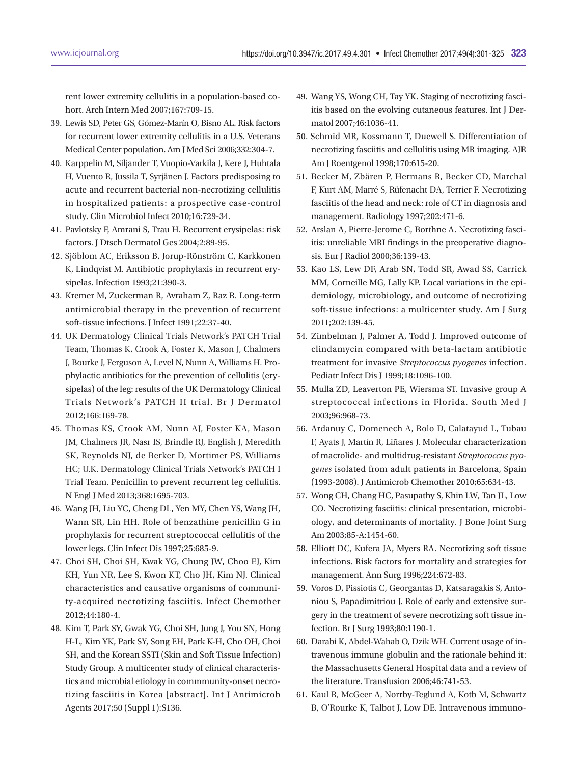rent lower extremity cellulitis in a population-based cohort. Arch Intern Med 2007;167:709-15.

39. Lewis SD, Peter GS, Gómez-Marín O, Bisno AL. Risk factors for recurrent lower extremity cellulitis in a U.S. Veterans Medical Center population. Am J Med Sci 2006;332:304-7.
40. Karppelin M, Siljander T, Vuopio-Varkila J, Kere J, Huhtala H, Vuento R, Jussila T, Syrjänen J. Factors predisposing to acute and recurrent bacterial non-necrotizing cellulitis in hospitalized patients: a prospective case-control study. Clin Microbiol Infect 2010;16:729-34.
41. Pavlotsky F, Amrani S, Trau H. Recurrent erysipelas: risk factors. J Dtsch Dermatol Ges 2004;2:89-95.
42. Sjöblom AC, Eriksson B, Jorup-Rönström C, Karkkonen K, Lindqvist M. Antibiotic prophylaxis in recurrent erysipelas. Infection 1993;21:390-3.
43. Kremer M, Zuckerman R, Avraham Z, Raz R. Long-term antimicrobial therapy in the prevention of recurrent soft-tissue infections. J Infect 1991;22:37-40.
44. UK Dermatology Clinical Trials Network's PATCH Trial Team, Thomas K, Crook A, Foster K, Mason J, Chalmers J, Bourke J, Ferguson A, Level N, Nunn A, Williams H. Prophylactic antibiotics for the prevention of cellulitis (erysipelas) of the leg: results of the UK Dermatology Clinical Trials Network's PATCH II trial. Br J Dermatol 2012;166:169-78.
45. Thomas KS, Crook AM, Nunn AJ, Foster KA, Mason JM, Chalmers JR, Nasr IS, Brindle RJ, English J, Meredith SK, Reynolds NJ, de Berker D, Mortimer PS, Williams HC; U.K. Dermatology Clinical Trials Network's PATCH I Trial Team. Penicillin to prevent recurrent leg cellulitis. N Engl J Med 2013;368:1695-703.
46. Wang JH, Liu YC, Cheng DL, Yen MY, Chen YS, Wang JH, Wann SR, Lin HH. Role of benzathine penicillin G in prophylaxis for recurrent streptococcal cellulitis of the lower legs. Clin Infect Dis 1997;25:685-9.
47. Choi SH, Choi SH, Kwak YG, Chung JW, Choo EJ, Kim KH, Yun NR, Lee S, Kwon KT, Cho JH, Kim NJ. Clinical characteristics and causative organisms of community-acquired necrotizing fasciitis. Infect Chemother 2012;44:180-4.
48. Kim T, Park SY, Gwak YG, Choi SH, Jung J, You SN, Hong H-L, Kim YK, Park SY, Song EH, Park K-H, Cho OH, Choi SH, and the Korean SSTI (Skin and Soft Tissue Infection) Study Group. A multicenter study of clinical characteristics and microbial etiology in commmunity-onset necrotizing fasciitis in Korea [abstract]. Int J Antimicrob Agents 2017;50 (Suppl 1):S136.
49. Wang YS, Wong CH, Tay YK. Staging of necrotizing fasciitis based on the evolving cutaneous features. Int J Dermatol 2007;46:1036-41.
50. Schmid MR, Kossmann T, Duewell S. Differentiation of necrotizing fasciitis and cellulitis using MR imaging. AJR Am J Roentgenol 1998;170:615-20.
51. Becker M, Zbären P, Hermans R, Becker CD, Marchal F, Kurt AM, Marré S, Rüfenacht DA, Terrier F. Necrotizing fasciitis of the head and neck: role of CT in diagnosis and management. Radiology 1997;202:471-6.
52. Arslan A, Pierre-Jerome C, Borthne A. Necrotizing fasciitis: unreliable MRI findings in the preoperative diagnosis. Eur J Radiol 2000;36:139-43.
53. Kao LS, Lew DF, Arab SN, Todd SR, Awad SS, Carrick MM, Corneille MG, Lally KP. Local variations in the epidemiology, microbiology, and outcome of necrotizing soft-tissue infections: a multicenter study. Am J Surg 2011;202:139-45.
54. Zimbelman J, Palmer A, Todd J. Improved outcome of clindamycin compared with beta-lactam antibiotic treatment for invasive *Streptococcus pyogenes* infection. Pediatr Infect Dis J 1999;18:1096-100.
55. Mulla ZD, Leaverton PE, Wiersma ST. Invasive group A streptococcal infections in Florida. South Med J 2003;96:968-73.
56. Ardanuy C, Domenech A, Rolo D, Calatayud L, Tubau F, Ayats J, Martín R, Liñares J. Molecular characterization of macrolide- and multidrug-resistant *Streptococcus pyogenes* isolated from adult patients in Barcelona, Spain (1993-2008). J Antimicrob Chemother 2010;65:634-43.
57. Wong CH, Chang HC, Pasupathy S, Khin LW, Tan JL, Low CO. Necrotizing fasciitis: clinical presentation, microbiology, and determinants of mortality. J Bone Joint Surg Am 2003;85-A:1454-60.
58. Elliott DC, Kufera JA, Myers RA. Necrotizing soft tissue infections. Risk factors for mortality and strategies for management. Ann Surg 1996;224:672-83.
59. Voros D, Pissiotis C, Georgantas D, Katsaragakis S, Antoniou S, Papadimitriou J. Role of early and extensive surgery in the treatment of severe necrotizing soft tissue infection. Br J Surg 1993;80:1190-1.
60. Darabi K, Abdel-Wahab O, Dzik WH. Current usage of intravenous immune globulin and the rationale behind it: the Massachusetts General Hospital data and a review of the literature. Transfusion 2006;46:741-53.
61. Kaul R, McGeer A, Norrby-Teglund A, Kotb M, Schwartz B, O'Rourke K, Talbot J, Low DE. Intravenous immuno-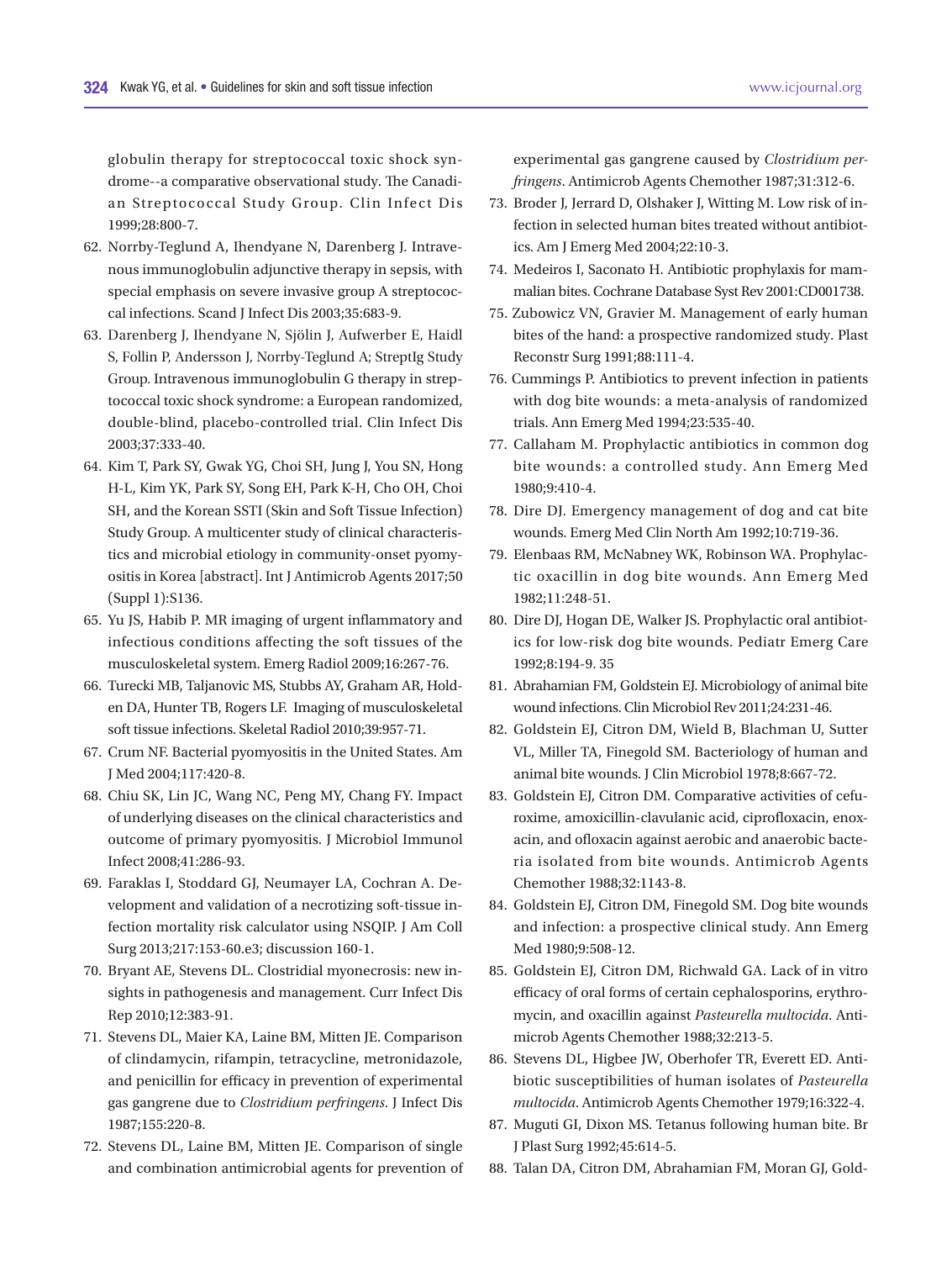globulin therapy for streptococcal toxic shock syndrome--a comparative observational study. The Canadian Streptococcal Study Group. Clin Infect Dis 1999;28:800-7.

62. Norrby-Teglund A, Ihendyane N, Darenberg J. Intravenous immunoglobulin adjunctive therapy in sepsis, with special emphasis on severe invasive group A streptococcal infections. Scand J Infect Dis 2003;35:683-9.
63. Darenberg J, Ihendyane N, Sjölin J, Aufwerber E, Haidl S, Follin P, Andersson J, Norrby-Teglund A; StreptIg Study Group. Intravenous immunoglobulin G therapy in streptococcal toxic shock syndrome: a European randomized, double-blind, placebo-controlled trial. Clin Infect Dis 2003;37:333-40.
64. Kim T, Park SY, Gwak YG, Choi SH, Jung J, You SN, Hong H-L, Kim YK, Park SY, Song EH, Park K-H, Cho OH, Choi SH, and the Korean SSTI (Skin and Soft Tissue Infection) Study Group. A multicenter study of clinical characteristics and microbial etiology in community-onset pyomyositis in Korea [abstract]. Int J Antimicrob Agents 2017;50 (Suppl 1):S136.
65. Yu JS, Habib P. MR imaging of urgent inflammatory and infectious conditions affecting the soft tissues of the musculoskeletal system. Emerg Radiol 2009;16:267-76.
66. Turecki MB, Taljanovic MS, Stubbs AY, Graham AR, Holden DA, Hunter TB, Rogers LF. Imaging of musculoskeletal soft tissue infections. Skeletal Radiol 2010;39:957-71.
67. Crum NF. Bacterial pyomyositis in the United States. Am J Med 2004;117:420-8.
68. Chiu SK, Lin JC, Wang NC, Peng MY, Chang FY. Impact of underlying diseases on the clinical characteristics and outcome of primary pyomyositis. J Microbiol Immunol Infect 2008;41:286-93.
69. Faraklas I, Stoddard GJ, Neumayer LA, Cochran A. Development and validation of a necrotizing soft-tissue infection mortality risk calculator using NSQIP. J Am Coll Surg 2013;217:153-60.e3; discussion 160-1.
70. Bryant AE, Stevens DL. Clostridial myonecrosis: new insights in pathogenesis and management. Curr Infect Dis Rep 2010;12:383-91.
71. Stevens DL, Maier KA, Laine BM, Mitten JE. Comparison of clindamycin, rifampin, tetracycline, metronidazole, and penicillin for efficacy in prevention of experimental gas gangrene due to *Clostridium perfringens*. J Infect Dis 1987;155:220-8.
72. Stevens DL, Laine BM, Mitten JE. Comparison of single and combination antimicrobial agents for prevention of experimental gas gangrene caused by *Clostridium perfringens*. Antimicrob Agents Chemother 1987;31:312-6.
73. Broder J, Jerrard D, Olshaker J, Witting M. Low risk of infection in selected human bites treated without antibiotics. Am J Emerg Med 2004;22:10-3.
74. Medeiros I, Saconato H. Antibiotic prophylaxis for mammalian bites. Cochrane Database Syst Rev 2001:CD001738.
75. Zubowicz VN, Gravier M. Management of early human bites of the hand: a prospective randomized study. Plast Reconstr Surg 1991;88:111-4.
76. Cummings P. Antibiotics to prevent infection in patients with dog bite wounds: a meta-analysis of randomized trials. Ann Emerg Med 1994;23:535-40.
77. Callaham M. Prophylactic antibiotics in common dog bite wounds: a controlled study. Ann Emerg Med 1980;9:410-4.
78. Dire DJ. Emergency management of dog and cat bite wounds. Emerg Med Clin North Am 1992;10:719-36.
79. Elenbaas RM, McNabney WK, Robinson WA. Prophylactic oxacillin in dog bite wounds. Ann Emerg Med 1982;11:248-51.
80. Dire DJ, Hogan DE, Walker JS. Prophylactic oral antibiotics for low-risk dog bite wounds. Pediatr Emerg Care 1992;8:194-9. 35
81. Abrahamian FM, Goldstein EJ. Microbiology of animal bite wound infections. Clin Microbiol Rev 2011;24:231-46.
82. Goldstein EJ, Citron DM, Wield B, Blachman U, Sutter VL, Miller TA, Finegold SM. Bacteriology of human and animal bite wounds. J Clin Microbiol 1978;8:667-72.
83. Goldstein EJ, Citron DM. Comparative activities of cefuroxime, amoxicillin-clavulanic acid, ciprofloxacin, enoxacin, and ofloxacin against aerobic and anaerobic bacteria isolated from bite wounds. Antimicrob Agents Chemother 1988;32:1143-8.
84. Goldstein EJ, Citron DM, Finegold SM. Dog bite wounds and infection: a prospective clinical study. Ann Emerg Med 1980;9:508-12.
85. Goldstein EJ, Citron DM, Richwald GA. Lack of in vitro efficacy of oral forms of certain cephalosporins, erythromycin, and oxacillin against *Pasteurella multocida*. Antimicrob Agents Chemother 1988;32:213-5.
86. Stevens DL, Higbee JW, Oberhofer TR, Everett ED. Antibiotic susceptibilities of human isolates of *Pasteurella multocida*. Antimicrob Agents Chemother 1979;16:322-4.
87. Muguti GI, Dixon MS. Tetanus following human bite. Br J Plast Surg 1992;45:614-5.
88. Talan DA, Citron DM, Abrahamian FM, Moran GJ, Gold-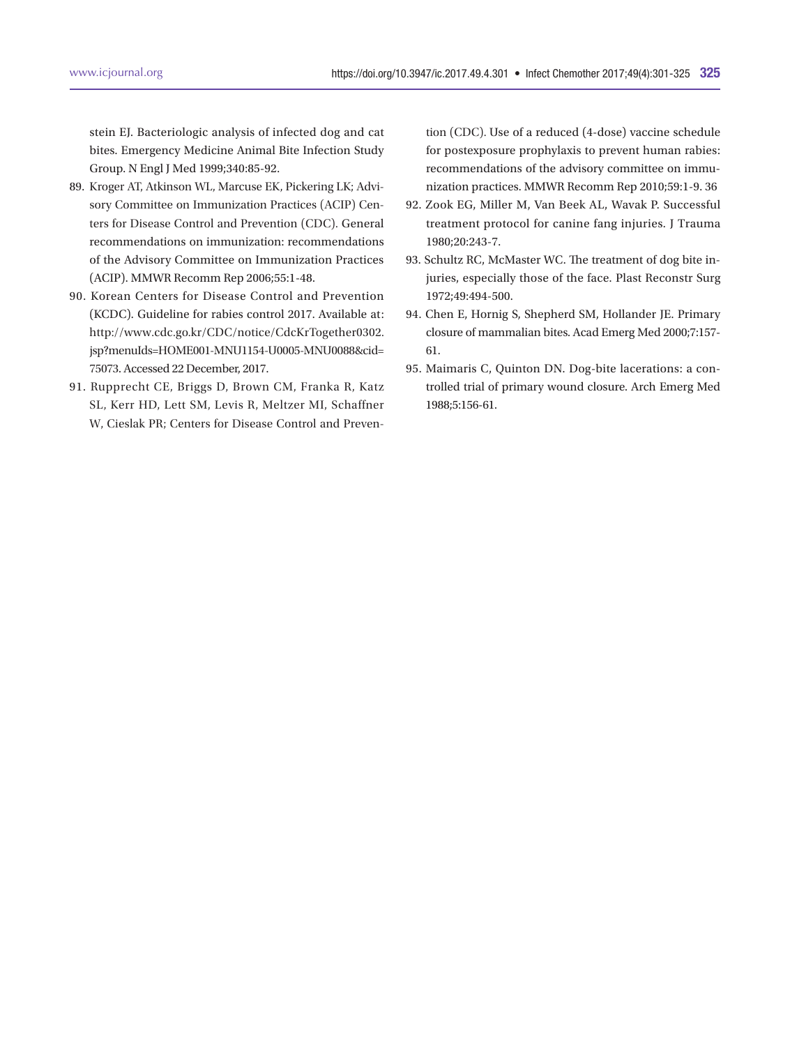stein EJ. Bacteriologic analysis of infected dog and cat bites. Emergency Medicine Animal Bite Infection Study Group. N Engl J Med 1999;340:85-92.

89. Kroger AT, Atkinson WL, Marcuse EK, Pickering LK; Advisory Committee on Immunization Practices (ACIP) Centers for Disease Control and Prevention (CDC). General recommendations on immunization: recommendations of the Advisory Committee on Immunization Practices (ACIP). MMWR Recomm Rep 2006;55:1-48.
90. Korean Centers for Disease Control and Prevention (KCDC). Guideline for rabies control 2017. Available at: http://www.cdc.go.kr/CDC/notice/CdcKrTogether0302.jsp?menuIds=HOME001-MNU1154-U0005-MNU0088&cid=75073. Accessed 22 December, 2017.
91. Rupprecht CE, Briggs D, Brown CM, Franka R, Katz SL, Kerr HD, Lett SM, Levis R, Meltzer MI, Schaffner W, Cieslak PR; Centers for Disease Control and Prevention (CDC). Use of a reduced (4-dose) vaccine schedule for postexposure prophylaxis to prevent human rabies: recommendations of the advisory committee on immunization practices. MMWR Recomm Rep 2010;59:1-9. 36
92. Zook EG, Miller M, Van Beek AL, Wavak P. Successful treatment protocol for canine fang injuries. J Trauma 1980;20:243-7.
93. Schultz RC, McMaster WC. The treatment of dog bite injuries, especially those of the face. Plast Reconstr Surg 1972;49:494-500.
94. Chen E, Hornig S, Shepherd SM, Hollander JE. Primary closure of mammalian bites. Acad Emerg Med 2000;7:157-61.
95. Maimaris C, Quinton DN. Dog-bite lacerations: a controlled trial of primary wound closure. Arch Emerg Med 1988;5:156-61.